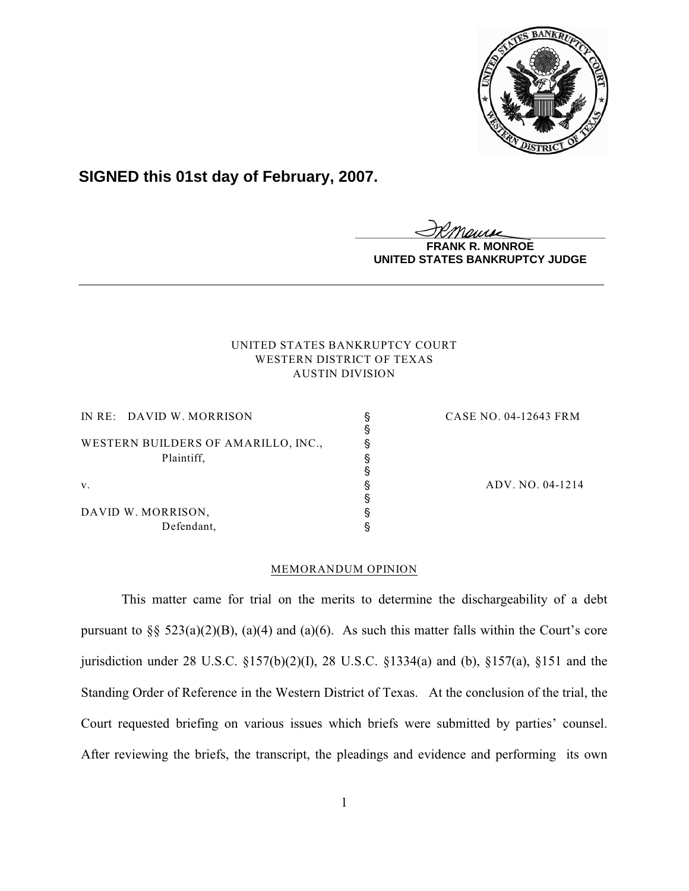**SIGNED this 01st day of February, 2007.**

FRANK R. MONROE
UNITED STATES BANKRUPTCY JUDGE

---

UNITED STATES BANKRUPTCY COURT
WESTERN DISTRICT OF TEXAS
AUSTIN DIVISION

| | | |
|---|---|---|
| IN RE: DAVID W. MORRISON | § | CASE NO. 04-12643 FRM |
| | § | |
| WESTERN BUILDERS OF AMARILLO, INC., | § | |
| Plaintiff, | § | |
| | § | |
| v. | § | ADV. NO. 04-1214 |
| | § | |
| DAVID W. MORRISON, | § | |
| Defendant, | § | |

MEMORANDUM OPINION

This matter came for trial on the merits to determine the dischargeability of a debt pursuant to §§ 523(a)(2)(B), (a)(4) and (a)(6). As such this matter falls within the Court's core jurisdiction under 28 U.S.C. §157(b)(2)(I), 28 U.S.C. §1334(a) and (b), §157(a), §151 and the Standing Order of Reference in the Western District of Texas. At the conclusion of the trial, the Court requested briefing on various issues which briefs were submitted by parties' counsel. After reviewing the briefs, the transcript, the pleadings and evidence and performing its own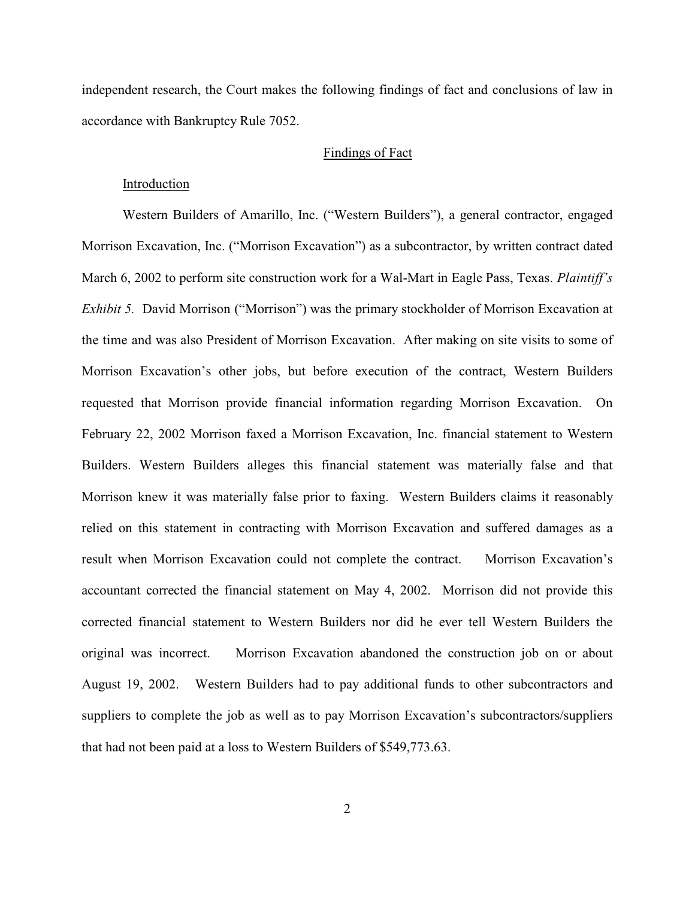independent research, the Court makes the following findings of fact and conclusions of law in accordance with Bankruptcy Rule 7052.

## Findings of Fact

### Introduction

Western Builders of Amarillo, Inc. ("Western Builders"), a general contractor, engaged Morrison Excavation, Inc. ("Morrison Excavation") as a subcontractor, by written contract dated March 6, 2002 to perform site construction work for a Wal-Mart in Eagle Pass, Texas. *Plaintiff's Exhibit 5.* David Morrison ("Morrison") was the primary stockholder of Morrison Excavation at the time and was also President of Morrison Excavation. After making on site visits to some of Morrison Excavation's other jobs, but before execution of the contract, Western Builders requested that Morrison provide financial information regarding Morrison Excavation. On February 22, 2002 Morrison faxed a Morrison Excavation, Inc. financial statement to Western Builders. Western Builders alleges this financial statement was materially false and that Morrison knew it was materially false prior to faxing. Western Builders claims it reasonably relied on this statement in contracting with Morrison Excavation and suffered damages as a result when Morrison Excavation could not complete the contract. Morrison Excavation's accountant corrected the financial statement on May 4, 2002. Morrison did not provide this corrected financial statement to Western Builders nor did he ever tell Western Builders the original was incorrect. Morrison Excavation abandoned the construction job on or about August 19, 2002. Western Builders had to pay additional funds to other subcontractors and suppliers to complete the job as well as to pay Morrison Excavation's subcontractors/suppliers that had not been paid at a loss to Western Builders of $549,773.63.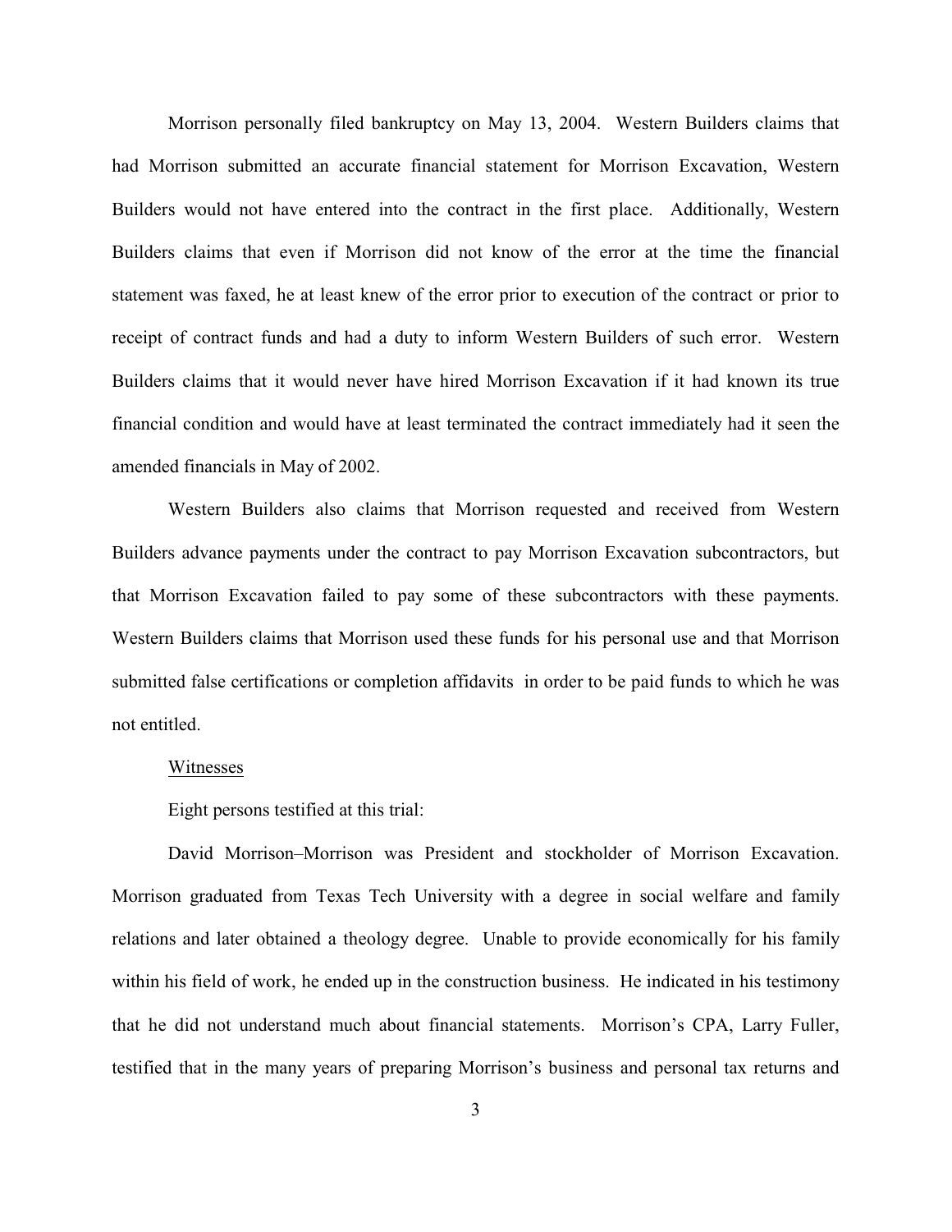Morrison personally filed bankruptcy on May 13, 2004. Western Builders claims that had Morrison submitted an accurate financial statement for Morrison Excavation, Western Builders would not have entered into the contract in the first place. Additionally, Western Builders claims that even if Morrison did not know of the error at the time the financial statement was faxed, he at least knew of the error prior to execution of the contract or prior to receipt of contract funds and had a duty to inform Western Builders of such error. Western Builders claims that it would never have hired Morrison Excavation if it had known its true financial condition and would have at least terminated the contract immediately had it seen the amended financials in May of 2002.

Western Builders also claims that Morrison requested and received from Western Builders advance payments under the contract to pay Morrison Excavation subcontractors, but that Morrison Excavation failed to pay some of these subcontractors with these payments. Western Builders claims that Morrison used these funds for his personal use and that Morrison submitted false certifications or completion affidavits in order to be paid funds to which he was not entitled.

Witnesses

Eight persons testified at this trial:

David Morrison–Morrison was President and stockholder of Morrison Excavation. Morrison graduated from Texas Tech University with a degree in social welfare and family relations and later obtained a theology degree. Unable to provide economically for his family within his field of work, he ended up in the construction business. He indicated in his testimony that he did not understand much about financial statements. Morrison's CPA, Larry Fuller, testified that in the many years of preparing Morrison's business and personal tax returns and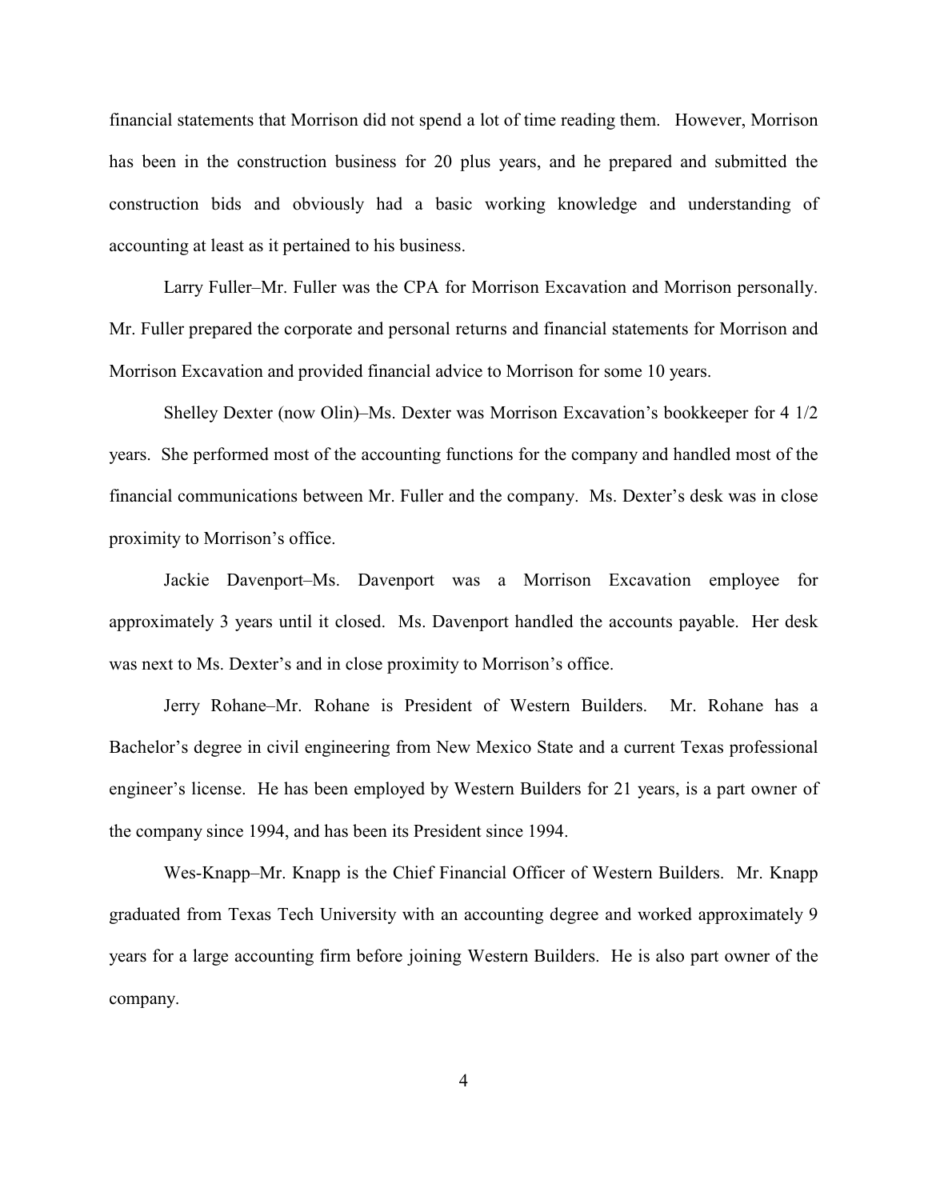financial statements that Morrison did not spend a lot of time reading them. However, Morrison has been in the construction business for 20 plus years, and he prepared and submitted the construction bids and obviously had a basic working knowledge and understanding of accounting at least as it pertained to his business.

Larry Fuller–Mr. Fuller was the CPA for Morrison Excavation and Morrison personally. Mr. Fuller prepared the corporate and personal returns and financial statements for Morrison and Morrison Excavation and provided financial advice to Morrison for some 10 years.

Shelley Dexter (now Olin)–Ms. Dexter was Morrison Excavation's bookkeeper for 4 1/2 years. She performed most of the accounting functions for the company and handled most of the financial communications between Mr. Fuller and the company. Ms. Dexter's desk was in close proximity to Morrison's office.

Jackie Davenport–Ms. Davenport was a Morrison Excavation employee for approximately 3 years until it closed. Ms. Davenport handled the accounts payable. Her desk was next to Ms. Dexter's and in close proximity to Morrison's office.

Jerry Rohane–Mr. Rohane is President of Western Builders. Mr. Rohane has a Bachelor's degree in civil engineering from New Mexico State and a current Texas professional engineer's license. He has been employed by Western Builders for 21 years, is a part owner of the company since 1994, and has been its President since 1994.

Wes-Knapp–Mr. Knapp is the Chief Financial Officer of Western Builders. Mr. Knapp graduated from Texas Tech University with an accounting degree and worked approximately 9 years for a large accounting firm before joining Western Builders. He is also part owner of the company.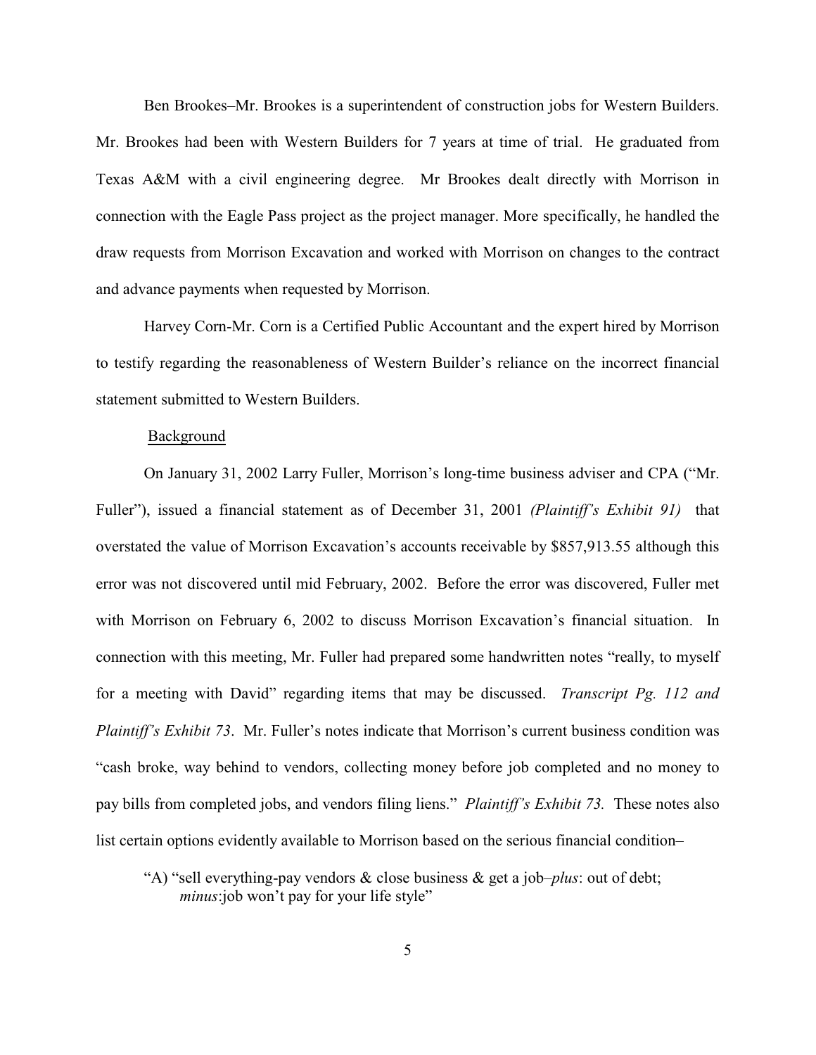Ben Brookes–Mr. Brookes is a superintendent of construction jobs for Western Builders. Mr. Brookes had been with Western Builders for 7 years at time of trial. He graduated from Texas A&M with a civil engineering degree. Mr Brookes dealt directly with Morrison in connection with the Eagle Pass project as the project manager. More specifically, he handled the draw requests from Morrison Excavation and worked with Morrison on changes to the contract and advance payments when requested by Morrison.

Harvey Corn-Mr. Corn is a Certified Public Accountant and the expert hired by Morrison to testify regarding the reasonableness of Western Builder's reliance on the incorrect financial statement submitted to Western Builders.

Background

On January 31, 2002 Larry Fuller, Morrison's long-time business adviser and CPA ("Mr. Fuller"), issued a financial statement as of December 31, 2001 *(Plaintiff's Exhibit 91)* that overstated the value of Morrison Excavation's accounts receivable by $857,913.55 although this error was not discovered until mid February, 2002. Before the error was discovered, Fuller met with Morrison on February 6, 2002 to discuss Morrison Excavation's financial situation. In connection with this meeting, Mr. Fuller had prepared some handwritten notes "really, to myself for a meeting with David" regarding items that may be discussed. *Transcript Pg. 112 and Plaintiff's Exhibit 73*. Mr. Fuller's notes indicate that Morrison's current business condition was "cash broke, way behind to vendors, collecting money before job completed and no money to pay bills from completed jobs, and vendors filing liens." *Plaintiff's Exhibit 73.* These notes also list certain options evidently available to Morrison based on the serious financial condition–

"A) "sell everything-pay vendors & close business & get a job–*plus*: out of debt; *minus*:job won't pay for your life style"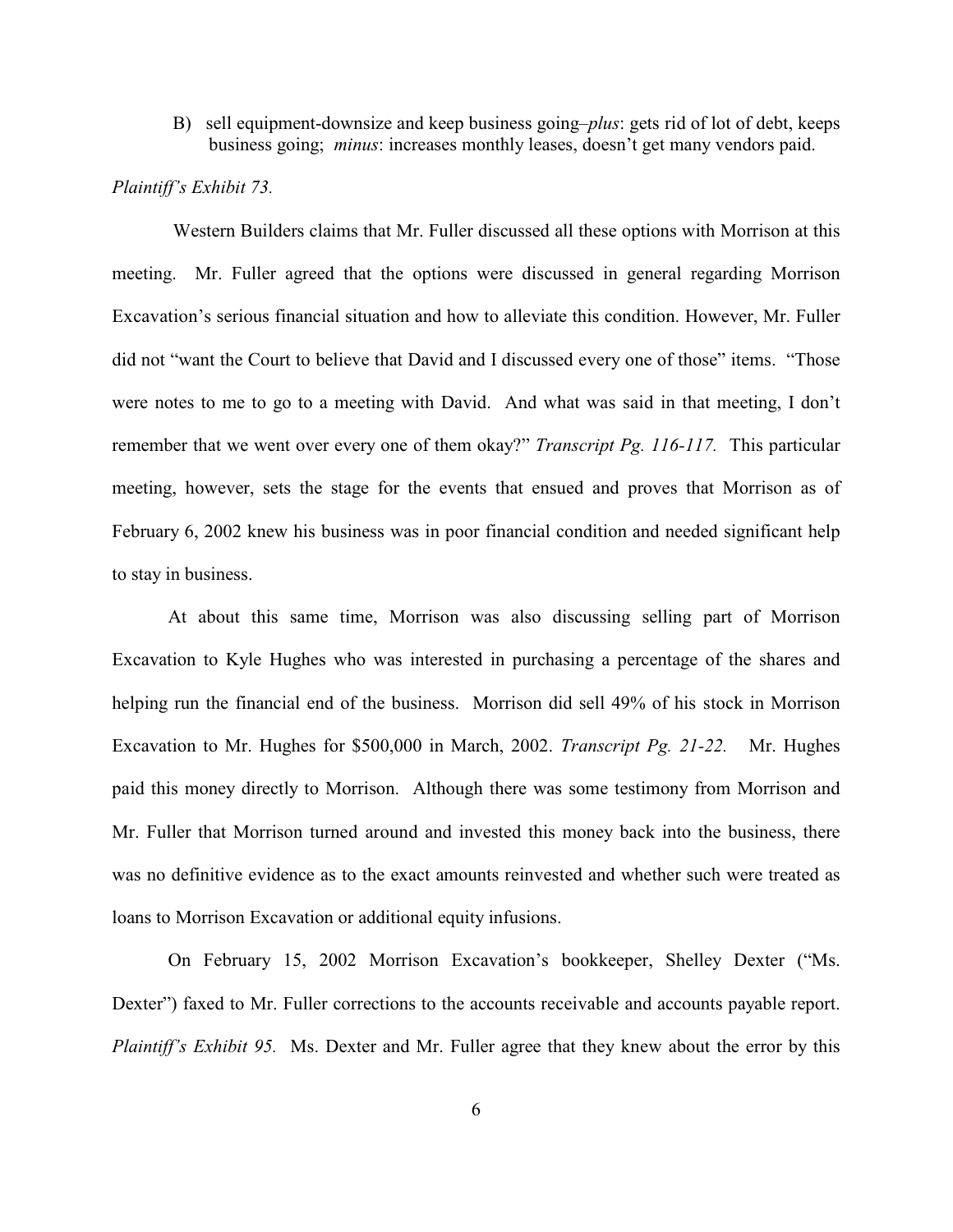B) sell equipment-downsize and keep business going–*plus*: gets rid of lot of debt, keeps business going; *minus*: increases monthly leases, doesn't get many vendors paid.

*Plaintiff's Exhibit 73.*

Western Builders claims that Mr. Fuller discussed all these options with Morrison at this meeting. Mr. Fuller agreed that the options were discussed in general regarding Morrison Excavation's serious financial situation and how to alleviate this condition. However, Mr. Fuller did not "want the Court to believe that David and I discussed every one of those" items. "Those were notes to me to go to a meeting with David. And what was said in that meeting, I don't remember that we went over every one of them okay?" *Transcript Pg. 116-117.* This particular meeting, however, sets the stage for the events that ensued and proves that Morrison as of February 6, 2002 knew his business was in poor financial condition and needed significant help to stay in business.

At about this same time, Morrison was also discussing selling part of Morrison Excavation to Kyle Hughes who was interested in purchasing a percentage of the shares and helping run the financial end of the business. Morrison did sell 49% of his stock in Morrison Excavation to Mr. Hughes for $500,000 in March, 2002. *Transcript Pg. 21-22.* Mr. Hughes paid this money directly to Morrison. Although there was some testimony from Morrison and Mr. Fuller that Morrison turned around and invested this money back into the business, there was no definitive evidence as to the exact amounts reinvested and whether such were treated as loans to Morrison Excavation or additional equity infusions.

On February 15, 2002 Morrison Excavation's bookkeeper, Shelley Dexter ("Ms. Dexter") faxed to Mr. Fuller corrections to the accounts receivable and accounts payable report. *Plaintiff's Exhibit 95.* Ms. Dexter and Mr. Fuller agree that they knew about the error by this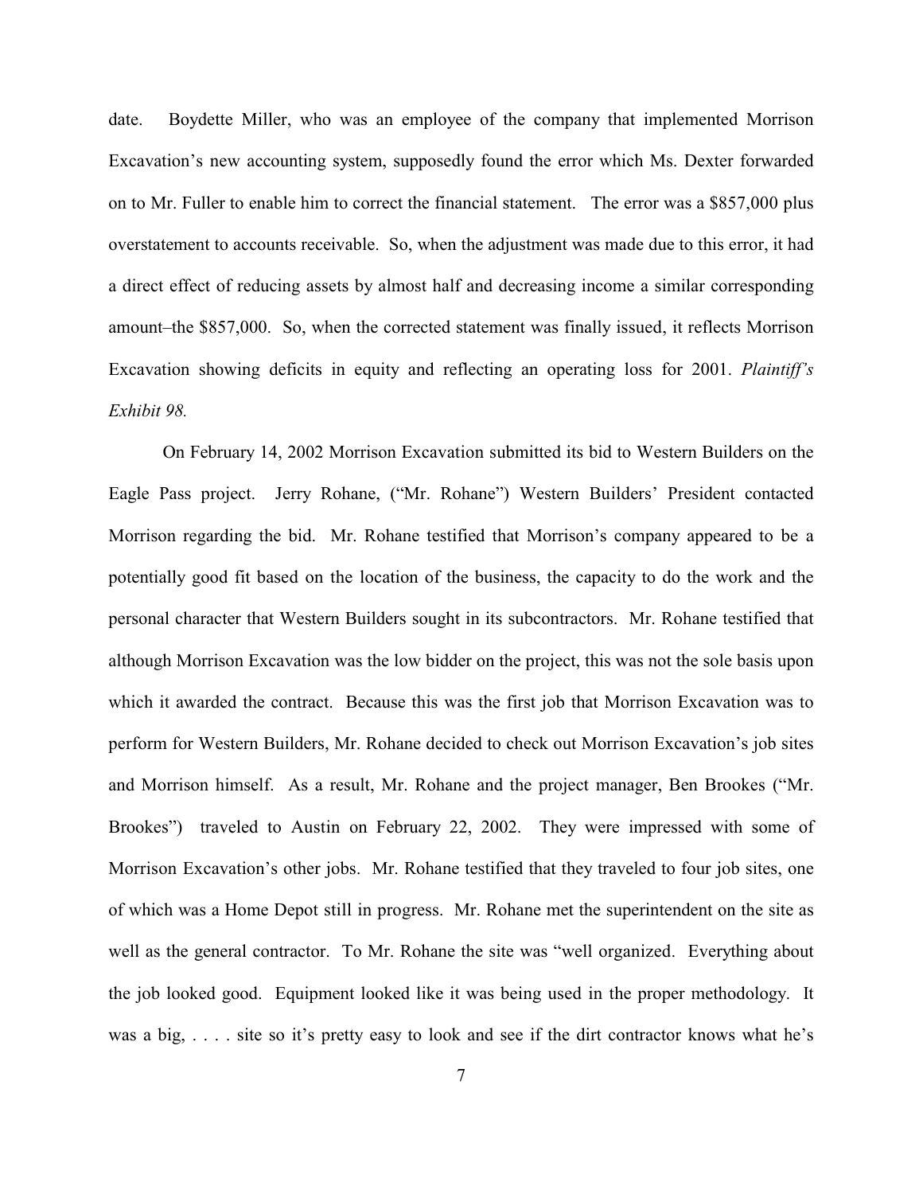date. Boydette Miller, who was an employee of the company that implemented Morrison Excavation's new accounting system, supposedly found the error which Ms. Dexter forwarded on to Mr. Fuller to enable him to correct the financial statement. The error was a $857,000 plus overstatement to accounts receivable. So, when the adjustment was made due to this error, it had a direct effect of reducing assets by almost half and decreasing income a similar corresponding amount–the $857,000. So, when the corrected statement was finally issued, it reflects Morrison Excavation showing deficits in equity and reflecting an operating loss for 2001. *Plaintiff's Exhibit 98.*

On February 14, 2002 Morrison Excavation submitted its bid to Western Builders on the Eagle Pass project. Jerry Rohane, ("Mr. Rohane") Western Builders' President contacted Morrison regarding the bid. Mr. Rohane testified that Morrison's company appeared to be a potentially good fit based on the location of the business, the capacity to do the work and the personal character that Western Builders sought in its subcontractors. Mr. Rohane testified that although Morrison Excavation was the low bidder on the project, this was not the sole basis upon which it awarded the contract. Because this was the first job that Morrison Excavation was to perform for Western Builders, Mr. Rohane decided to check out Morrison Excavation's job sites and Morrison himself. As a result, Mr. Rohane and the project manager, Ben Brookes ("Mr. Brookes") traveled to Austin on February 22, 2002. They were impressed with some of Morrison Excavation's other jobs. Mr. Rohane testified that they traveled to four job sites, one of which was a Home Depot still in progress. Mr. Rohane met the superintendent on the site as well as the general contractor. To Mr. Rohane the site was "well organized. Everything about the job looked good. Equipment looked like it was being used in the proper methodology. It was a big, . . . . site so it's pretty easy to look and see if the dirt contractor knows what he's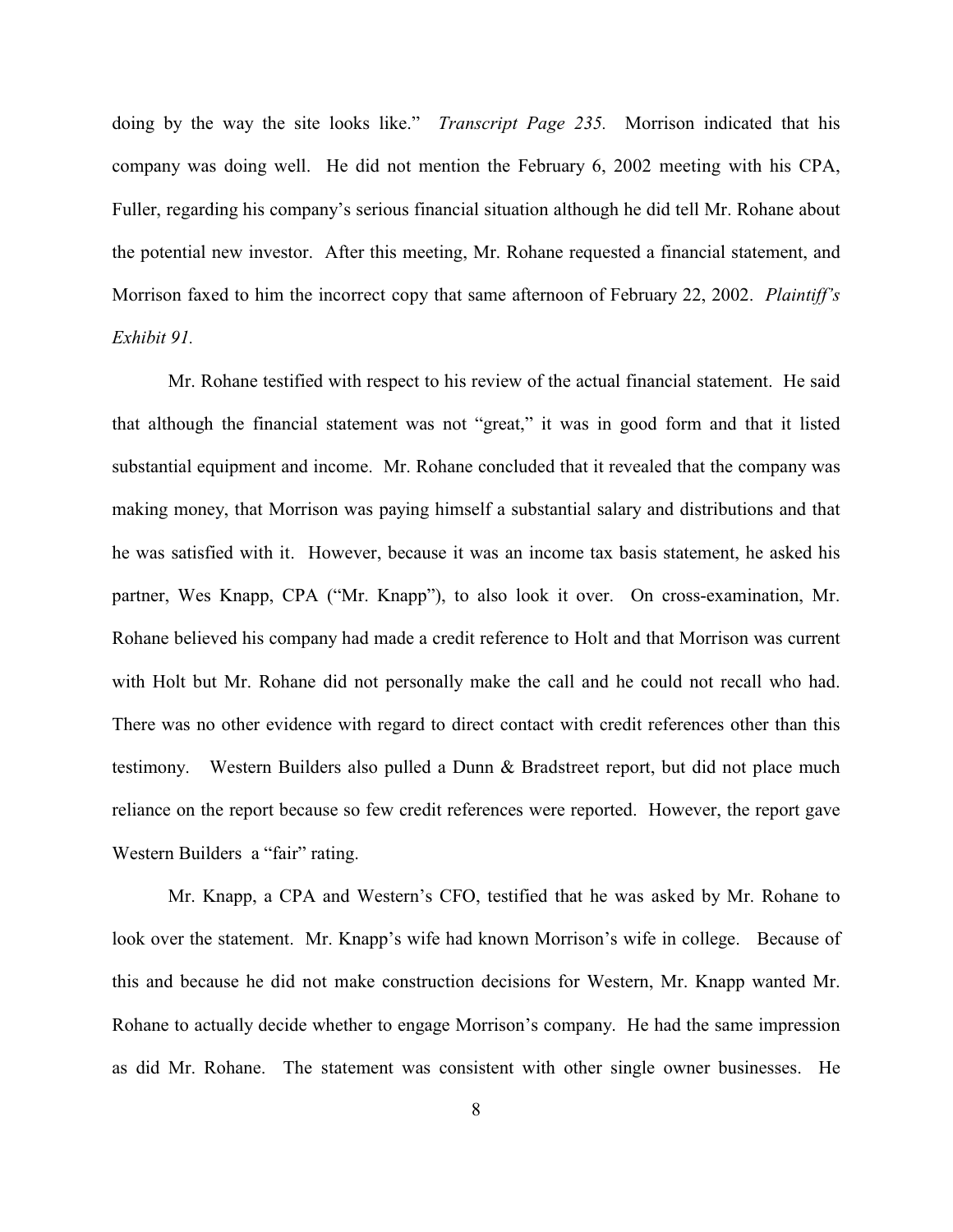doing by the way the site looks like." *Transcript Page 235.* Morrison indicated that his company was doing well. He did not mention the February 6, 2002 meeting with his CPA, Fuller, regarding his company's serious financial situation although he did tell Mr. Rohane about the potential new investor. After this meeting, Mr. Rohane requested a financial statement, and Morrison faxed to him the incorrect copy that same afternoon of February 22, 2002. *Plaintiff's Exhibit 91.*

Mr. Rohane testified with respect to his review of the actual financial statement. He said that although the financial statement was not "great," it was in good form and that it listed substantial equipment and income. Mr. Rohane concluded that it revealed that the company was making money, that Morrison was paying himself a substantial salary and distributions and that he was satisfied with it. However, because it was an income tax basis statement, he asked his partner, Wes Knapp, CPA ("Mr. Knapp"), to also look it over. On cross-examination, Mr. Rohane believed his company had made a credit reference to Holt and that Morrison was current with Holt but Mr. Rohane did not personally make the call and he could not recall who had. There was no other evidence with regard to direct contact with credit references other than this testimony. Western Builders also pulled a Dunn & Bradstreet report, but did not place much reliance on the report because so few credit references were reported. However, the report gave Western Builders a "fair" rating.

Mr. Knapp, a CPA and Western's CFO, testified that he was asked by Mr. Rohane to look over the statement. Mr. Knapp's wife had known Morrison's wife in college. Because of this and because he did not make construction decisions for Western, Mr. Knapp wanted Mr. Rohane to actually decide whether to engage Morrison's company. He had the same impression as did Mr. Rohane. The statement was consistent with other single owner businesses. He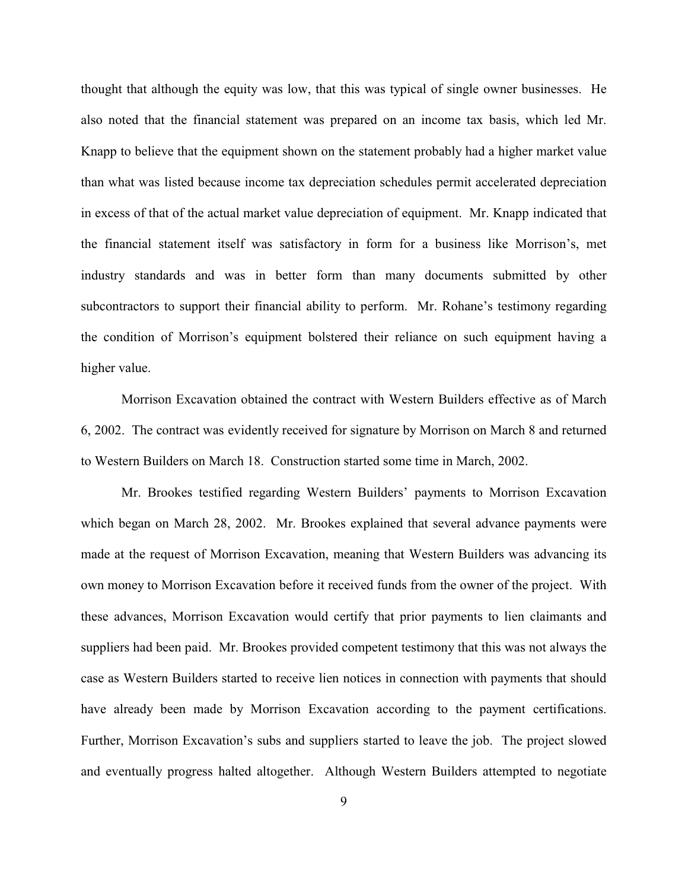thought that although the equity was low, that this was typical of single owner businesses. He also noted that the financial statement was prepared on an income tax basis, which led Mr. Knapp to believe that the equipment shown on the statement probably had a higher market value than what was listed because income tax depreciation schedules permit accelerated depreciation in excess of that of the actual market value depreciation of equipment. Mr. Knapp indicated that the financial statement itself was satisfactory in form for a business like Morrison's, met industry standards and was in better form than many documents submitted by other subcontractors to support their financial ability to perform. Mr. Rohane's testimony regarding the condition of Morrison's equipment bolstered their reliance on such equipment having a higher value.

Morrison Excavation obtained the contract with Western Builders effective as of March 6, 2002. The contract was evidently received for signature by Morrison on March 8 and returned to Western Builders on March 18. Construction started some time in March, 2002.

Mr. Brookes testified regarding Western Builders' payments to Morrison Excavation which began on March 28, 2002. Mr. Brookes explained that several advance payments were made at the request of Morrison Excavation, meaning that Western Builders was advancing its own money to Morrison Excavation before it received funds from the owner of the project. With these advances, Morrison Excavation would certify that prior payments to lien claimants and suppliers had been paid. Mr. Brookes provided competent testimony that this was not always the case as Western Builders started to receive lien notices in connection with payments that should have already been made by Morrison Excavation according to the payment certifications. Further, Morrison Excavation's subs and suppliers started to leave the job. The project slowed and eventually progress halted altogether. Although Western Builders attempted to negotiate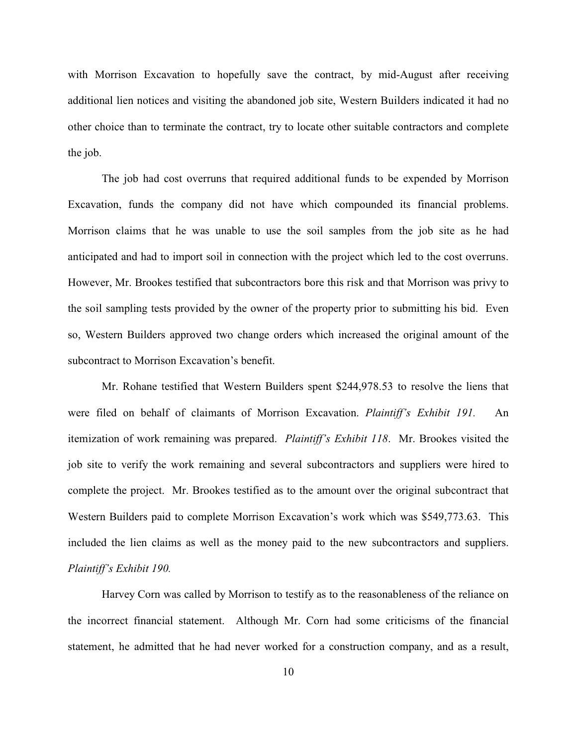with Morrison Excavation to hopefully save the contract, by mid-August after receiving additional lien notices and visiting the abandoned job site, Western Builders indicated it had no other choice than to terminate the contract, try to locate other suitable contractors and complete the job.

The job had cost overruns that required additional funds to be expended by Morrison Excavation, funds the company did not have which compounded its financial problems. Morrison claims that he was unable to use the soil samples from the job site as he had anticipated and had to import soil in connection with the project which led to the cost overruns. However, Mr. Brookes testified that subcontractors bore this risk and that Morrison was privy to the soil sampling tests provided by the owner of the property prior to submitting his bid. Even so, Western Builders approved two change orders which increased the original amount of the subcontract to Morrison Excavation's benefit.

Mr. Rohane testified that Western Builders spent $244,978.53 to resolve the liens that were filed on behalf of claimants of Morrison Excavation. *Plaintiff's Exhibit 191.* An itemization of work remaining was prepared. *Plaintiff's Exhibit 118*. Mr. Brookes visited the job site to verify the work remaining and several subcontractors and suppliers were hired to complete the project. Mr. Brookes testified as to the amount over the original subcontract that Western Builders paid to complete Morrison Excavation's work which was $549,773.63. This included the lien claims as well as the money paid to the new subcontractors and suppliers. *Plaintiff's Exhibit 190.*

Harvey Corn was called by Morrison to testify as to the reasonableness of the reliance on the incorrect financial statement. Although Mr. Corn had some criticisms of the financial statement, he admitted that he had never worked for a construction company, and as a result,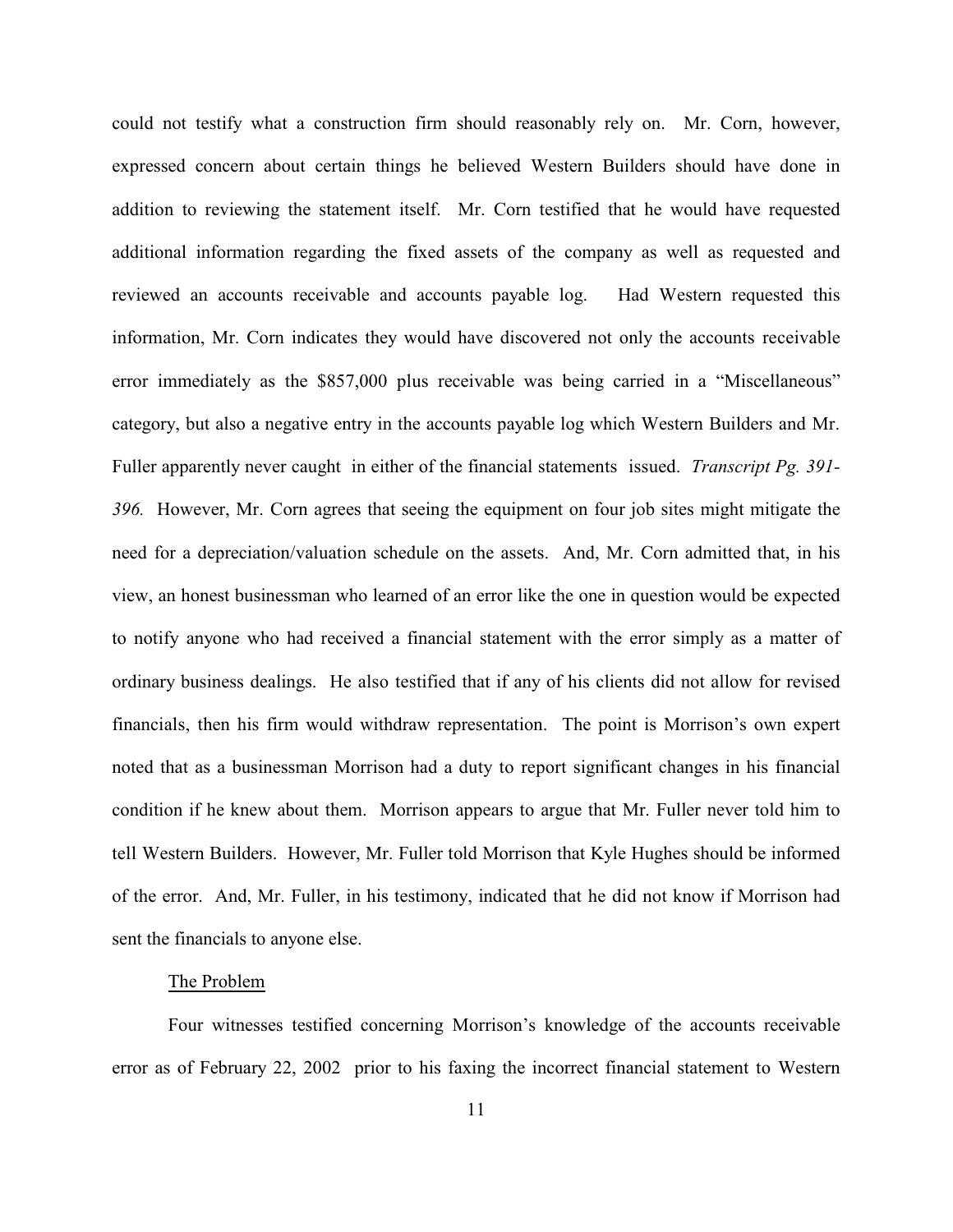could not testify what a construction firm should reasonably rely on. Mr. Corn, however, expressed concern about certain things he believed Western Builders should have done in addition to reviewing the statement itself. Mr. Corn testified that he would have requested additional information regarding the fixed assets of the company as well as requested and reviewed an accounts receivable and accounts payable log. Had Western requested this information, Mr. Corn indicates they would have discovered not only the accounts receivable error immediately as the $857,000 plus receivable was being carried in a "Miscellaneous" category, but also a negative entry in the accounts payable log which Western Builders and Mr. Fuller apparently never caught in either of the financial statements issued. *Transcript Pg. 391-396.* However, Mr. Corn agrees that seeing the equipment on four job sites might mitigate the need for a depreciation/valuation schedule on the assets. And, Mr. Corn admitted that, in his view, an honest businessman who learned of an error like the one in question would be expected to notify anyone who had received a financial statement with the error simply as a matter of ordinary business dealings. He also testified that if any of his clients did not allow for revised financials, then his firm would withdraw representation. The point is Morrison's own expert noted that as a businessman Morrison had a duty to report significant changes in his financial condition if he knew about them. Morrison appears to argue that Mr. Fuller never told him to tell Western Builders. However, Mr. Fuller told Morrison that Kyle Hughes should be informed of the error. And, Mr. Fuller, in his testimony, indicated that he did not know if Morrison had sent the financials to anyone else.

<u>The Problem</u>

Four witnesses testified concerning Morrison's knowledge of the accounts receivable error as of February 22, 2002 prior to his faxing the incorrect financial statement to Western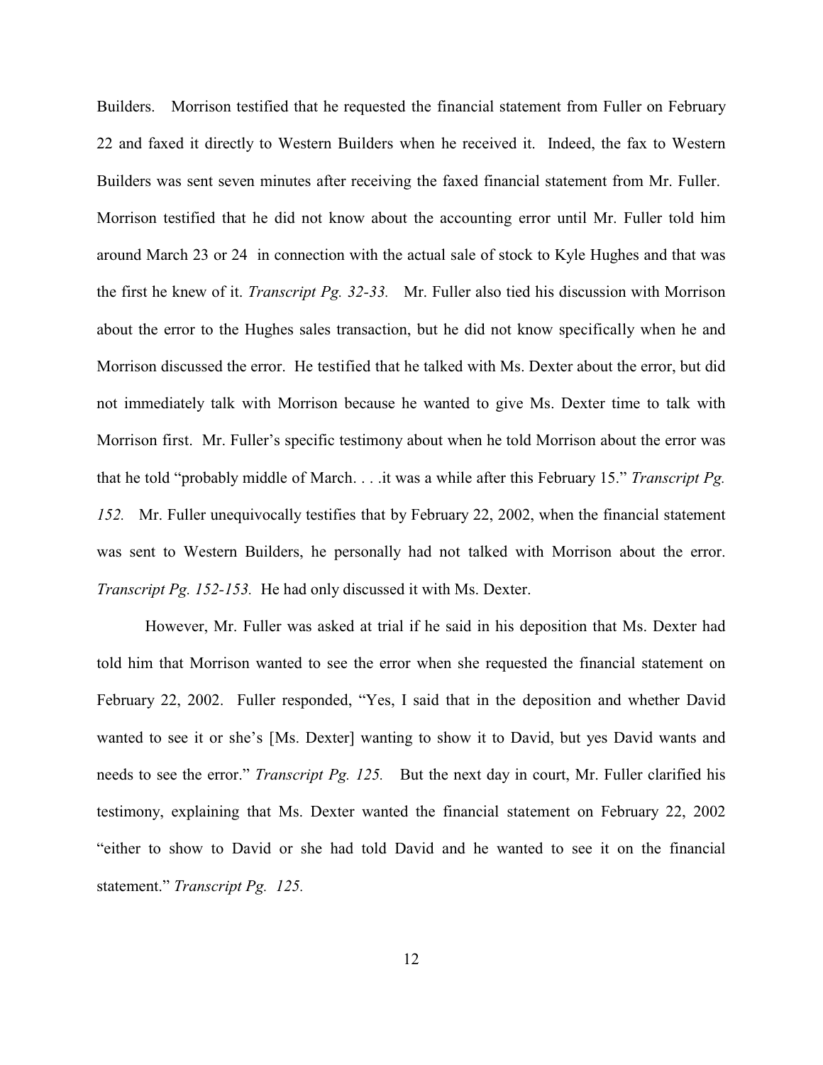Builders. Morrison testified that he requested the financial statement from Fuller on February 22 and faxed it directly to Western Builders when he received it. Indeed, the fax to Western Builders was sent seven minutes after receiving the faxed financial statement from Mr. Fuller. Morrison testified that he did not know about the accounting error until Mr. Fuller told him around March 23 or 24 in connection with the actual sale of stock to Kyle Hughes and that was the first he knew of it. *Transcript Pg. 32-33.* Mr. Fuller also tied his discussion with Morrison about the error to the Hughes sales transaction, but he did not know specifically when he and Morrison discussed the error. He testified that he talked with Ms. Dexter about the error, but did not immediately talk with Morrison because he wanted to give Ms. Dexter time to talk with Morrison first. Mr. Fuller's specific testimony about when he told Morrison about the error was that he told "probably middle of March. . . .it was a while after this February 15." *Transcript Pg. 152.* Mr. Fuller unequivocally testifies that by February 22, 2002, when the financial statement was sent to Western Builders, he personally had not talked with Morrison about the error. *Transcript Pg. 152-153.* He had only discussed it with Ms. Dexter.

However, Mr. Fuller was asked at trial if he said in his deposition that Ms. Dexter had told him that Morrison wanted to see the error when she requested the financial statement on February 22, 2002. Fuller responded, "Yes, I said that in the deposition and whether David wanted to see it or she's [Ms. Dexter] wanting to show it to David, but yes David wants and needs to see the error." *Transcript Pg. 125.* But the next day in court, Mr. Fuller clarified his testimony, explaining that Ms. Dexter wanted the financial statement on February 22, 2002 "either to show to David or she had told David and he wanted to see it on the financial statement." *Transcript Pg. 125.*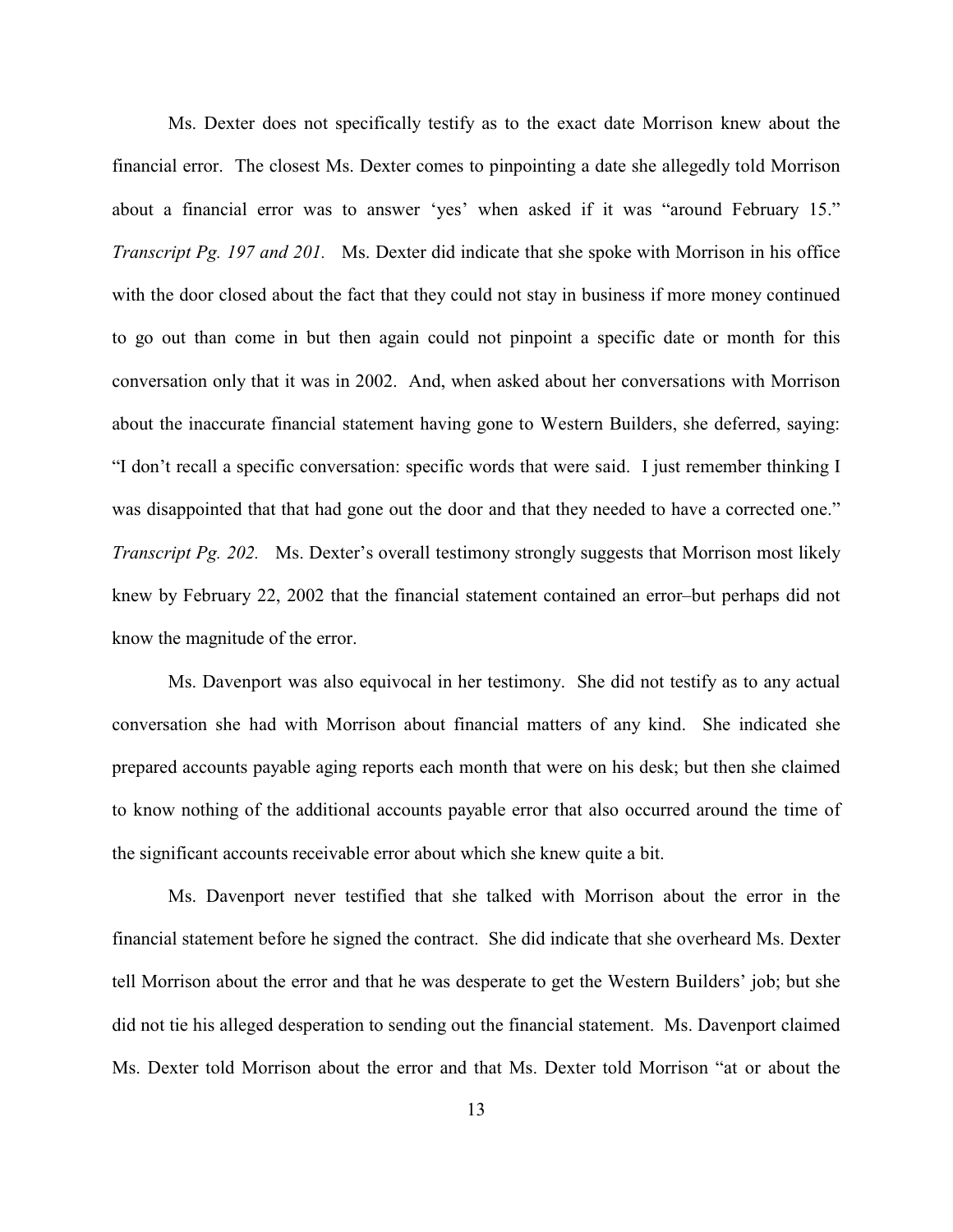Ms. Dexter does not specifically testify as to the exact date Morrison knew about the financial error. The closest Ms. Dexter comes to pinpointing a date she allegedly told Morrison about a financial error was to answer 'yes' when asked if it was "around February 15." *Transcript Pg. 197 and 201.* Ms. Dexter did indicate that she spoke with Morrison in his office with the door closed about the fact that they could not stay in business if more money continued to go out than come in but then again could not pinpoint a specific date or month for this conversation only that it was in 2002. And, when asked about her conversations with Morrison about the inaccurate financial statement having gone to Western Builders, she deferred, saying: "I don't recall a specific conversation: specific words that were said. I just remember thinking I was disappointed that that had gone out the door and that they needed to have a corrected one." *Transcript Pg. 202.* Ms. Dexter's overall testimony strongly suggests that Morrison most likely knew by February 22, 2002 that the financial statement contained an error–but perhaps did not know the magnitude of the error.

Ms. Davenport was also equivocal in her testimony. She did not testify as to any actual conversation she had with Morrison about financial matters of any kind. She indicated she prepared accounts payable aging reports each month that were on his desk; but then she claimed to know nothing of the additional accounts payable error that also occurred around the time of the significant accounts receivable error about which she knew quite a bit.

Ms. Davenport never testified that she talked with Morrison about the error in the financial statement before he signed the contract. She did indicate that she overheard Ms. Dexter tell Morrison about the error and that he was desperate to get the Western Builders' job; but she did not tie his alleged desperation to sending out the financial statement. Ms. Davenport claimed Ms. Dexter told Morrison about the error and that Ms. Dexter told Morrison "at or about the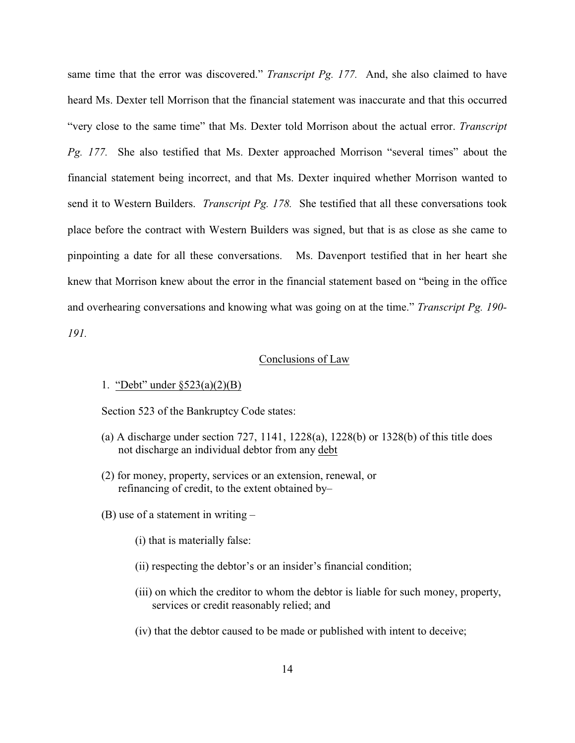same time that the error was discovered." *Transcript Pg. 177.* And, she also claimed to have heard Ms. Dexter tell Morrison that the financial statement was inaccurate and that this occurred "very close to the same time" that Ms. Dexter told Morrison about the actual error. *Transcript Pg. 177.* She also testified that Ms. Dexter approached Morrison "several times" about the financial statement being incorrect, and that Ms. Dexter inquired whether Morrison wanted to send it to Western Builders. *Transcript Pg. 178.* She testified that all these conversations took place before the contract with Western Builders was signed, but that is as close as she came to pinpointing a date for all these conversations. Ms. Davenport testified that in her heart she knew that Morrison knew about the error in the financial statement based on "being in the office and overhearing conversations and knowing what was going on at the time." *Transcript Pg. 190-191.*

## Conclusions of Law

1. <u>"Debt" under §523(a)(2)(B)</u>

Section 523 of the Bankruptcy Code states:

(a) A discharge under section 727, 1141, 1228(a), 1228(b) or 1328(b) of this title does not discharge an individual debtor from any <u>debt</u>

(2) for money, property, services or an extension, renewal, or refinancing of credit, to the extent obtained by–

(B) use of a statement in writing –

(i) that is materially false:

(ii) respecting the debtor's or an insider's financial condition;

(iii) on which the creditor to whom the debtor is liable for such money, property, services or credit reasonably relied; and

(iv) that the debtor caused to be made or published with intent to deceive;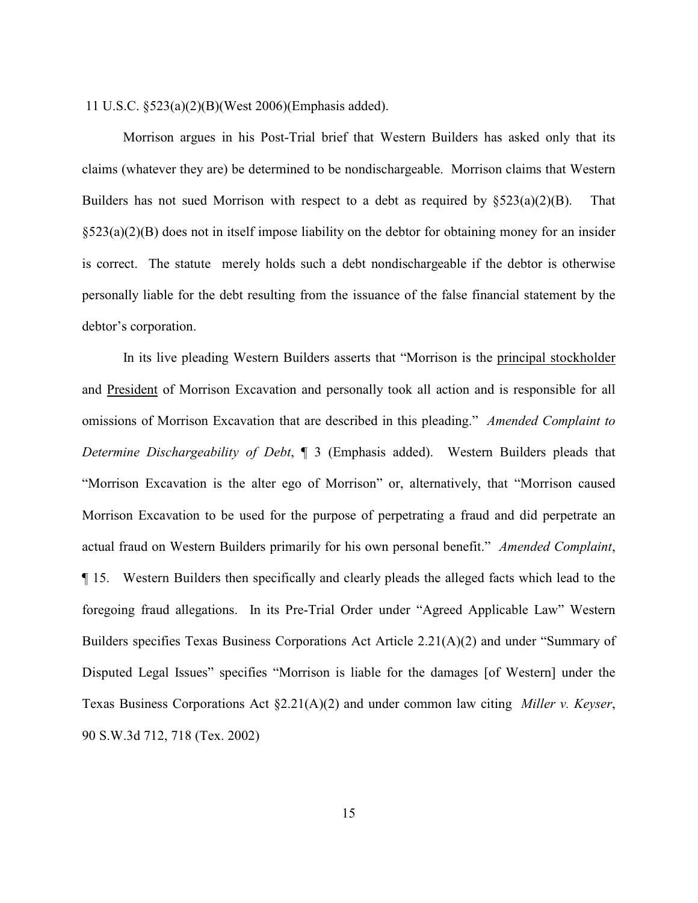11 U.S.C. §523(a)(2)(B)(West 2006)(Emphasis added).

Morrison argues in his Post-Trial brief that Western Builders has asked only that its claims (whatever they are) be determined to be nondischargeable. Morrison claims that Western Builders has not sued Morrison with respect to a debt as required by §523(a)(2)(B). That §523(a)(2)(B) does not in itself impose liability on the debtor for obtaining money for an insider is correct. The statute merely holds such a debt nondischargeable if the debtor is otherwise personally liable for the debt resulting from the issuance of the false financial statement by the debtor's corporation.

In its live pleading Western Builders asserts that "Morrison is the <u>principal stockholder</u> and <u>President</u> of Morrison Excavation and personally took all action and is responsible for all omissions of Morrison Excavation that are described in this pleading." *Amended Complaint to Determine Dischargeability of Debt*, ¶ 3 (Emphasis added). Western Builders pleads that "Morrison Excavation is the alter ego of Morrison" or, alternatively, that "Morrison caused Morrison Excavation to be used for the purpose of perpetrating a fraud and did perpetrate an actual fraud on Western Builders primarily for his own personal benefit." *Amended Complaint*, ¶ 15. Western Builders then specifically and clearly pleads the alleged facts which lead to the foregoing fraud allegations. In its Pre-Trial Order under "Agreed Applicable Law" Western Builders specifies Texas Business Corporations Act Article 2.21(A)(2) and under "Summary of Disputed Legal Issues" specifies "Morrison is liable for the damages [of Western] under the Texas Business Corporations Act §2.21(A)(2) and under common law citing *Miller v. Keyser*, 90 S.W.3d 712, 718 (Tex. 2002)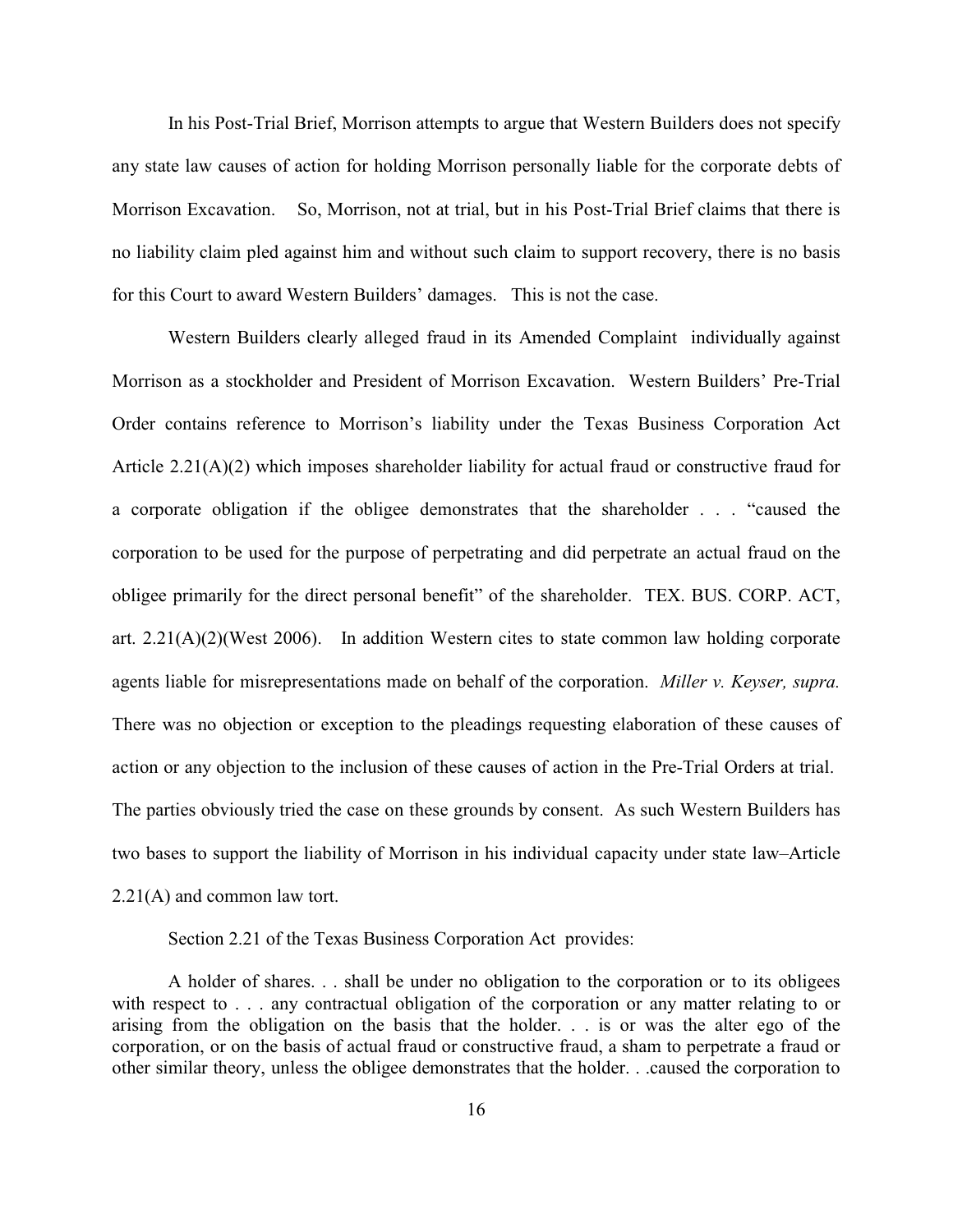In his Post-Trial Brief, Morrison attempts to argue that Western Builders does not specify any state law causes of action for holding Morrison personally liable for the corporate debts of Morrison Excavation. So, Morrison, not at trial, but in his Post-Trial Brief claims that there is no liability claim pled against him and without such claim to support recovery, there is no basis for this Court to award Western Builders' damages. This is not the case.

Western Builders clearly alleged fraud in its Amended Complaint individually against Morrison as a stockholder and President of Morrison Excavation. Western Builders' Pre-Trial Order contains reference to Morrison's liability under the Texas Business Corporation Act Article 2.21(A)(2) which imposes shareholder liability for actual fraud or constructive fraud for a corporate obligation if the obligee demonstrates that the shareholder . . . "caused the corporation to be used for the purpose of perpetrating and did perpetrate an actual fraud on the obligee primarily for the direct personal benefit" of the shareholder. TEX. BUS. CORP. ACT, art. 2.21(A)(2)(West 2006). In addition Western cites to state common law holding corporate agents liable for misrepresentations made on behalf of the corporation. *Miller v. Keyser, supra.* There was no objection or exception to the pleadings requesting elaboration of these causes of action or any objection to the inclusion of these causes of action in the Pre-Trial Orders at trial. The parties obviously tried the case on these grounds by consent. As such Western Builders has two bases to support the liability of Morrison in his individual capacity under state law–Article 2.21(A) and common law tort.

Section 2.21 of the Texas Business Corporation Act provides:

> A holder of shares. . . shall be under no obligation to the corporation or to its obligees with respect to . . . any contractual obligation of the corporation or any matter relating to or arising from the obligation on the basis that the holder. . . is or was the alter ego of the corporation, or on the basis of actual fraud or constructive fraud, a sham to perpetrate a fraud or other similar theory, unless the obligee demonstrates that the holder. . .caused the corporation to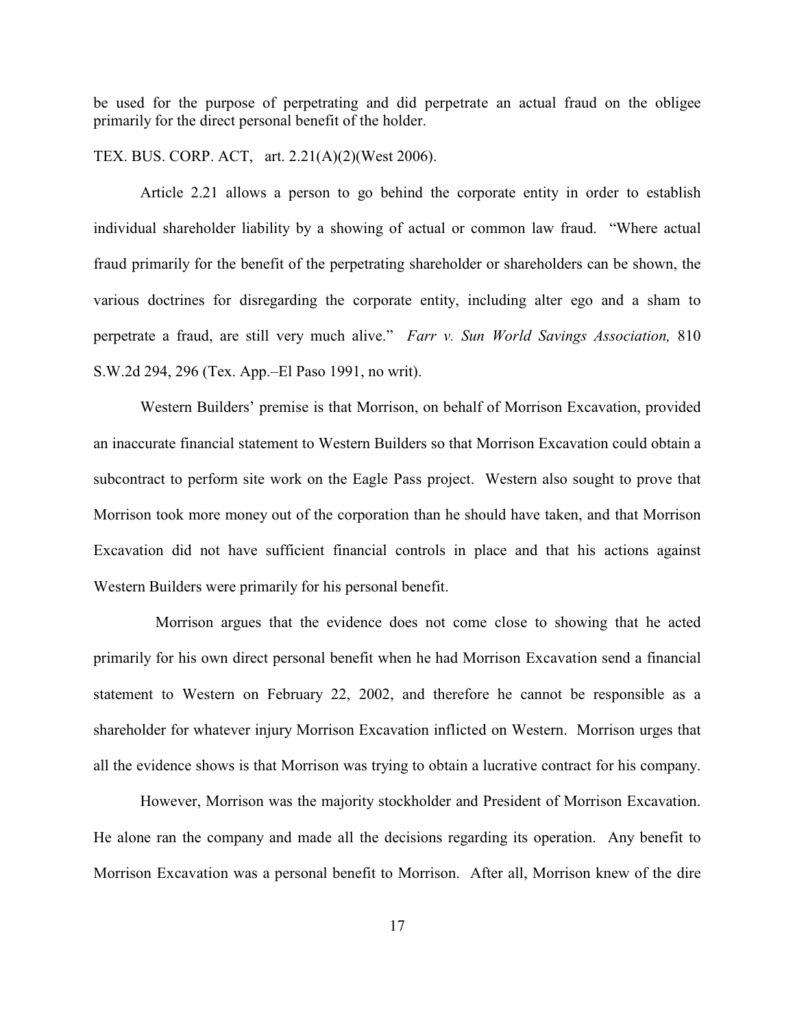be used for the purpose of perpetrating and did perpetrate an actual fraud on the obligee primarily for the direct personal benefit of the holder.

TEX. BUS. CORP. ACT, art. 2.21(A)(2)(West 2006).

Article 2.21 allows a person to go behind the corporate entity in order to establish individual shareholder liability by a showing of actual or common law fraud. "Where actual fraud primarily for the benefit of the perpetrating shareholder or shareholders can be shown, the various doctrines for disregarding the corporate entity, including alter ego and a sham to perpetrate a fraud, are still very much alive." *Farr v. Sun World Savings Association,* 810 S.W.2d 294, 296 (Tex. App.–El Paso 1991, no writ).

Western Builders' premise is that Morrison, on behalf of Morrison Excavation, provided an inaccurate financial statement to Western Builders so that Morrison Excavation could obtain a subcontract to perform site work on the Eagle Pass project. Western also sought to prove that Morrison took more money out of the corporation than he should have taken, and that Morrison Excavation did not have sufficient financial controls in place and that his actions against Western Builders were primarily for his personal benefit.

Morrison argues that the evidence does not come close to showing that he acted primarily for his own direct personal benefit when he had Morrison Excavation send a financial statement to Western on February 22, 2002, and therefore he cannot be responsible as a shareholder for whatever injury Morrison Excavation inflicted on Western. Morrison urges that all the evidence shows is that Morrison was trying to obtain a lucrative contract for his company.

However, Morrison was the majority stockholder and President of Morrison Excavation. He alone ran the company and made all the decisions regarding its operation. Any benefit to Morrison Excavation was a personal benefit to Morrison. After all, Morrison knew of the dire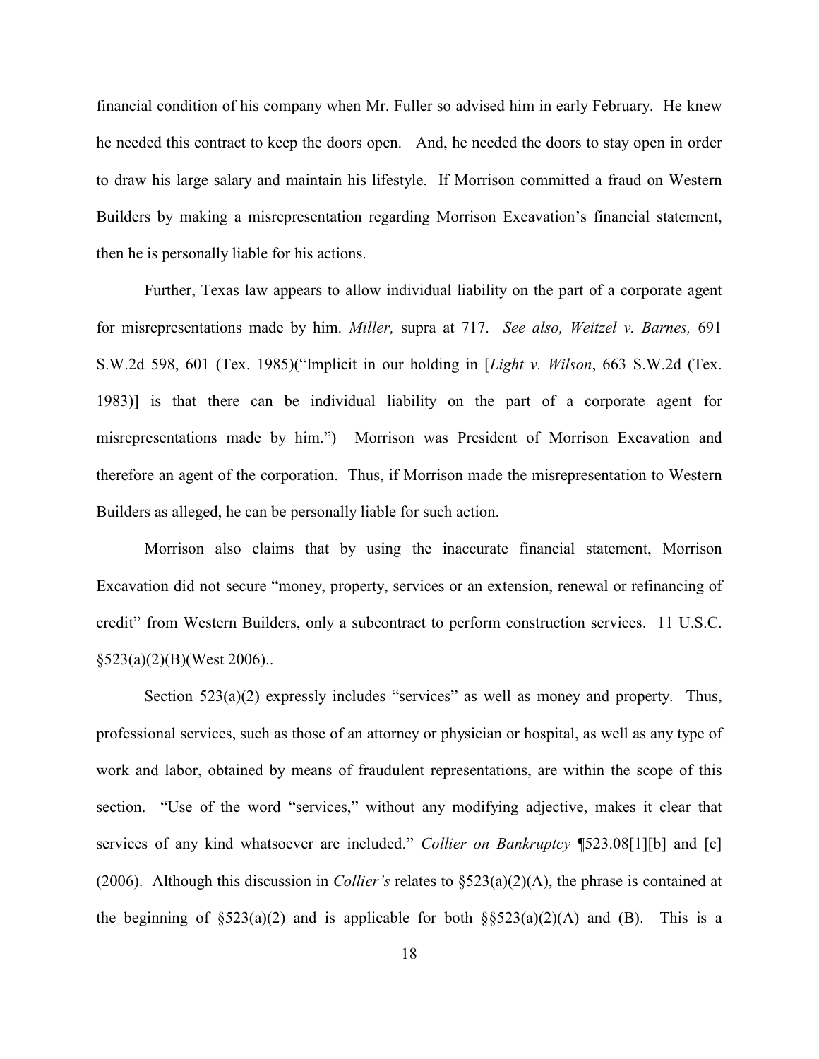financial condition of his company when Mr. Fuller so advised him in early February. He knew he needed this contract to keep the doors open. And, he needed the doors to stay open in order to draw his large salary and maintain his lifestyle. If Morrison committed a fraud on Western Builders by making a misrepresentation regarding Morrison Excavation's financial statement, then he is personally liable for his actions.

Further, Texas law appears to allow individual liability on the part of a corporate agent for misrepresentations made by him. *Miller,* supra at 717. *See also, Weitzel v. Barnes,* 691 S.W.2d 598, 601 (Tex. 1985)("Implicit in our holding in [*Light v. Wilson*, 663 S.W.2d (Tex. 1983)] is that there can be individual liability on the part of a corporate agent for misrepresentations made by him.") Morrison was President of Morrison Excavation and therefore an agent of the corporation. Thus, if Morrison made the misrepresentation to Western Builders as alleged, he can be personally liable for such action.

Morrison also claims that by using the inaccurate financial statement, Morrison Excavation did not secure "money, property, services or an extension, renewal or refinancing of credit" from Western Builders, only a subcontract to perform construction services. 11 U.S.C. §523(a)(2)(B)(West 2006)..

Section 523(a)(2) expressly includes "services" as well as money and property. Thus, professional services, such as those of an attorney or physician or hospital, as well as any type of work and labor, obtained by means of fraudulent representations, are within the scope of this section. "Use of the word "services," without any modifying adjective, makes it clear that services of any kind whatsoever are included." *Collier on Bankruptcy* ¶523.08[1][b] and [c] (2006). Although this discussion in *Collier's* relates to §523(a)(2)(A), the phrase is contained at the beginning of §523(a)(2) and is applicable for both §§523(a)(2)(A) and (B). This is a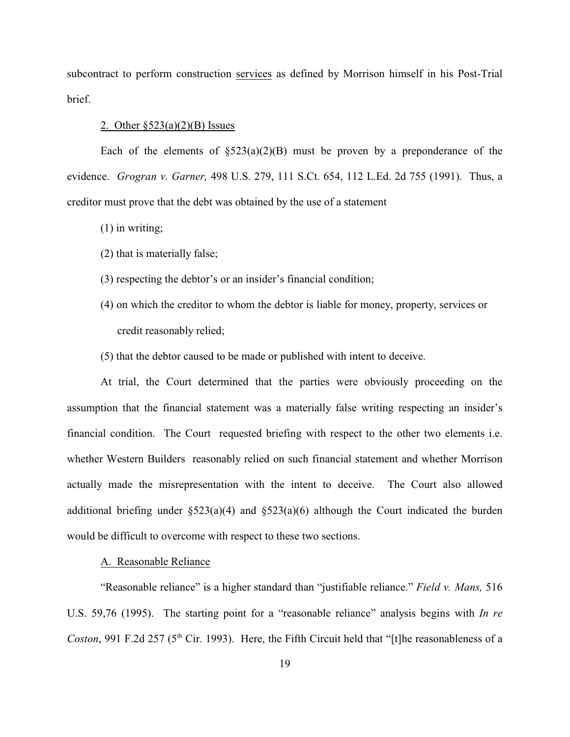subcontract to perform construction services as defined by Morrison himself in his Post-Trial brief.

2. Other §523(a)(2)(B) Issues

Each of the elements of §523(a)(2)(B) must be proven by a preponderance of the evidence. *Grogran v. Garner,* 498 U.S. 279, 111 S.Ct. 654, 112 L.Ed. 2d 755 (1991). Thus, a creditor must prove that the debt was obtained by the use of a statement

(1) in writing;

(2) that is materially false;

(3) respecting the debtor's or an insider's financial condition;

(4) on which the creditor to whom the debtor is liable for money, property, services or credit reasonably relied;

(5) that the debtor caused to be made or published with intent to deceive.

At trial, the Court determined that the parties were obviously proceeding on the assumption that the financial statement was a materially false writing respecting an insider's financial condition. The Court requested briefing with respect to the other two elements i.e. whether Western Builders reasonably relied on such financial statement and whether Morrison actually made the misrepresentation with the intent to deceive. The Court also allowed additional briefing under §523(a)(4) and §523(a)(6) although the Court indicated the burden would be difficult to overcome with respect to these two sections.

A. Reasonable Reliance

"Reasonable reliance" is a higher standard than "justifiable reliance." *Field v. Mans,* 516 U.S. 59,76 (1995). The starting point for a "reasonable reliance" analysis begins with *In re Coston*, 991 F.2d 257 (5th Cir. 1993). Here, the Fifth Circuit held that "[t]he reasonableness of a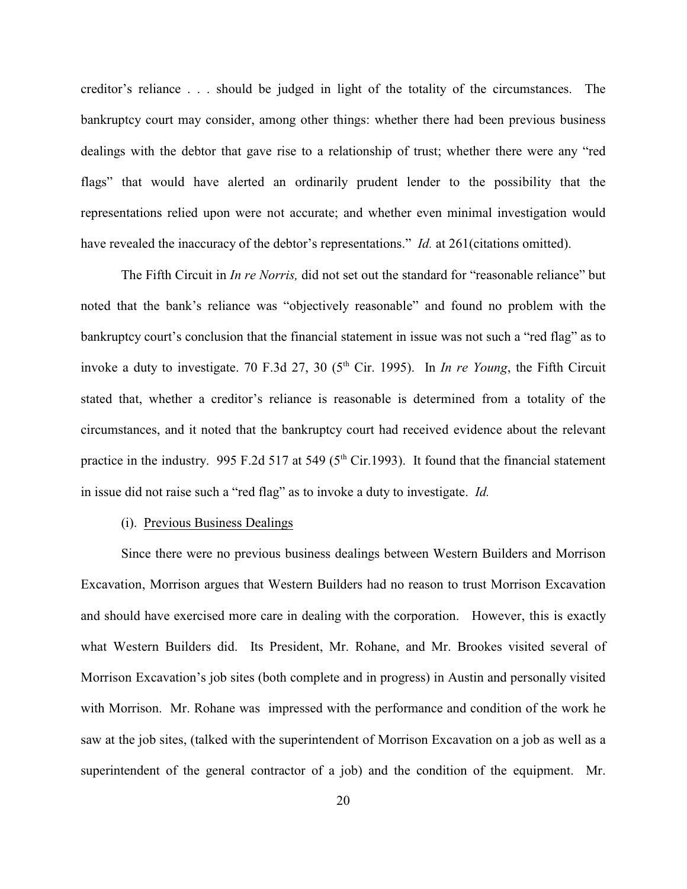creditor's reliance . . . should be judged in light of the totality of the circumstances. The bankruptcy court may consider, among other things: whether there had been previous business dealings with the debtor that gave rise to a relationship of trust; whether there were any "red flags" that would have alerted an ordinarily prudent lender to the possibility that the representations relied upon were not accurate; and whether even minimal investigation would have revealed the inaccuracy of the debtor's representations." *Id.* at 261(citations omitted).

The Fifth Circuit in *In re Norris,* did not set out the standard for "reasonable reliance" but noted that the bank's reliance was "objectively reasonable" and found no problem with the bankruptcy court's conclusion that the financial statement in issue was not such a "red flag" as to invoke a duty to investigate. 70 F.3d 27, 30 (5th Cir. 1995). In *In re Young*, the Fifth Circuit stated that, whether a creditor's reliance is reasonable is determined from a totality of the circumstances, and it noted that the bankruptcy court had received evidence about the relevant practice in the industry. 995 F.2d 517 at 549 (5th Cir.1993). It found that the financial statement in issue did not raise such a "red flag" as to invoke a duty to investigate. *Id.*

(i). <u>Previous Business Dealings</u>

Since there were no previous business dealings between Western Builders and Morrison Excavation, Morrison argues that Western Builders had no reason to trust Morrison Excavation and should have exercised more care in dealing with the corporation. However, this is exactly what Western Builders did. Its President, Mr. Rohane, and Mr. Brookes visited several of Morrison Excavation's job sites (both complete and in progress) in Austin and personally visited with Morrison. Mr. Rohane was impressed with the performance and condition of the work he saw at the job sites, (talked with the superintendent of Morrison Excavation on a job as well as a superintendent of the general contractor of a job) and the condition of the equipment. Mr.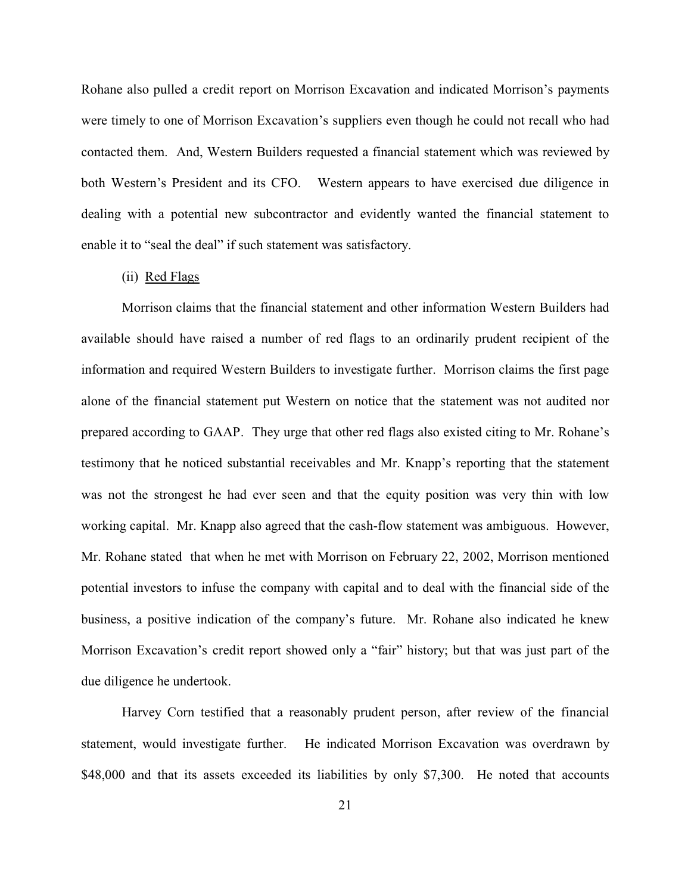Rohane also pulled a credit report on Morrison Excavation and indicated Morrison's payments were timely to one of Morrison Excavation's suppliers even though he could not recall who had contacted them. And, Western Builders requested a financial statement which was reviewed by both Western's President and its CFO. Western appears to have exercised due diligence in dealing with a potential new subcontractor and evidently wanted the financial statement to enable it to "seal the deal" if such statement was satisfactory.

(ii) Red Flags

Morrison claims that the financial statement and other information Western Builders had available should have raised a number of red flags to an ordinarily prudent recipient of the information and required Western Builders to investigate further. Morrison claims the first page alone of the financial statement put Western on notice that the statement was not audited nor prepared according to GAAP. They urge that other red flags also existed citing to Mr. Rohane's testimony that he noticed substantial receivables and Mr. Knapp's reporting that the statement was not the strongest he had ever seen and that the equity position was very thin with low working capital. Mr. Knapp also agreed that the cash-flow statement was ambiguous. However, Mr. Rohane stated that when he met with Morrison on February 22, 2002, Morrison mentioned potential investors to infuse the company with capital and to deal with the financial side of the business, a positive indication of the company's future. Mr. Rohane also indicated he knew Morrison Excavation's credit report showed only a "fair" history; but that was just part of the due diligence he undertook.

Harvey Corn testified that a reasonably prudent person, after review of the financial statement, would investigate further. He indicated Morrison Excavation was overdrawn by \$48,000 and that its assets exceeded its liabilities by only \$7,300. He noted that accounts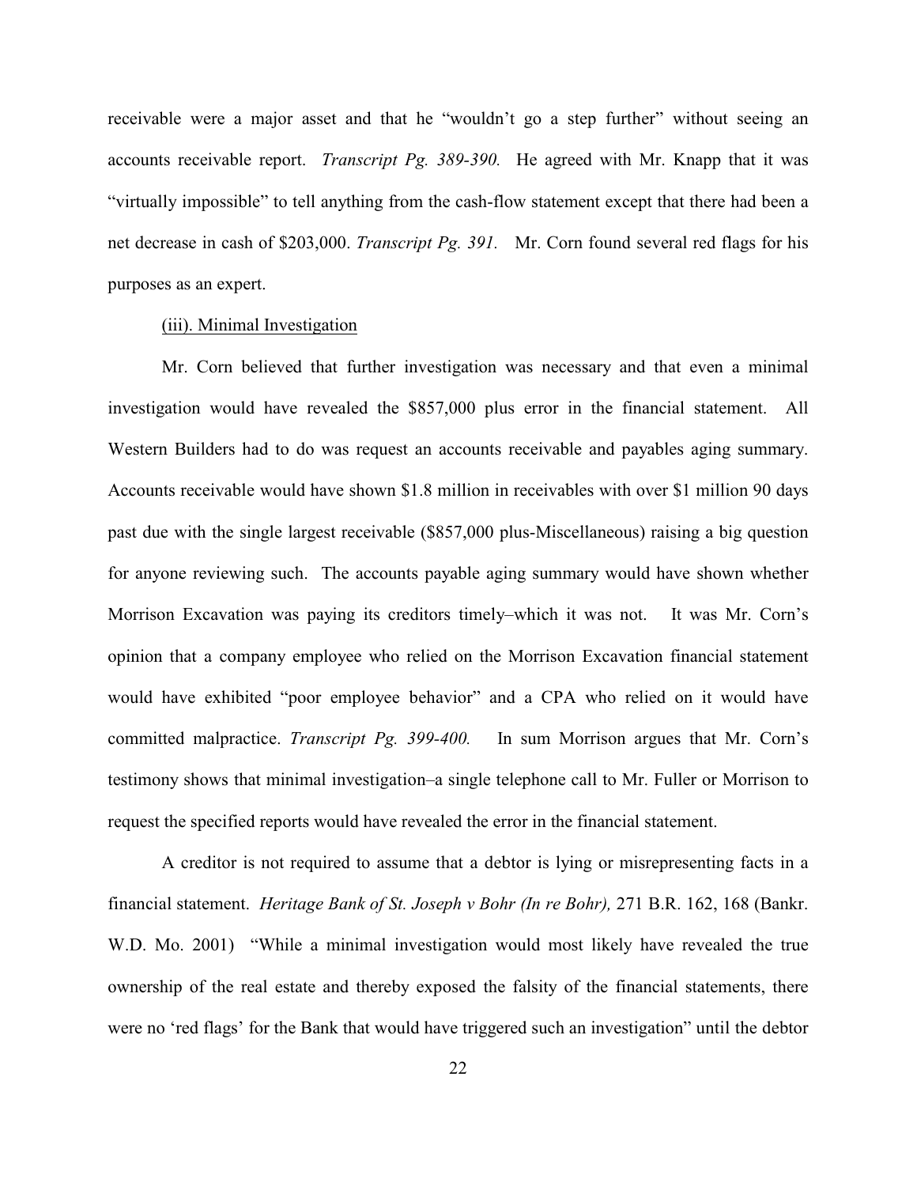receivable were a major asset and that he "wouldn't go a step further" without seeing an accounts receivable report. *Transcript Pg. 389-390.* He agreed with Mr. Knapp that it was "virtually impossible" to tell anything from the cash-flow statement except that there had been a net decrease in cash of $203,000. *Transcript Pg. 391.* Mr. Corn found several red flags for his purposes as an expert.

<u>(iii). Minimal Investigation</u>

Mr. Corn believed that further investigation was necessary and that even a minimal investigation would have revealed the $857,000 plus error in the financial statement. All Western Builders had to do was request an accounts receivable and payables aging summary. Accounts receivable would have shown $1.8 million in receivables with over $1 million 90 days past due with the single largest receivable ($857,000 plus-Miscellaneous) raising a big question for anyone reviewing such. The accounts payable aging summary would have shown whether Morrison Excavation was paying its creditors timely–which it was not. It was Mr. Corn's opinion that a company employee who relied on the Morrison Excavation financial statement would have exhibited "poor employee behavior" and a CPA who relied on it would have committed malpractice. *Transcript Pg. 399-400.* In sum Morrison argues that Mr. Corn's testimony shows that minimal investigation–a single telephone call to Mr. Fuller or Morrison to request the specified reports would have revealed the error in the financial statement.

A creditor is not required to assume that a debtor is lying or misrepresenting facts in a financial statement. *Heritage Bank of St. Joseph v Bohr (In re Bohr),* 271 B.R. 162, 168 (Bankr. W.D. Mo. 2001) "While a minimal investigation would most likely have revealed the true ownership of the real estate and thereby exposed the falsity of the financial statements, there were no 'red flags' for the Bank that would have triggered such an investigation" until the debtor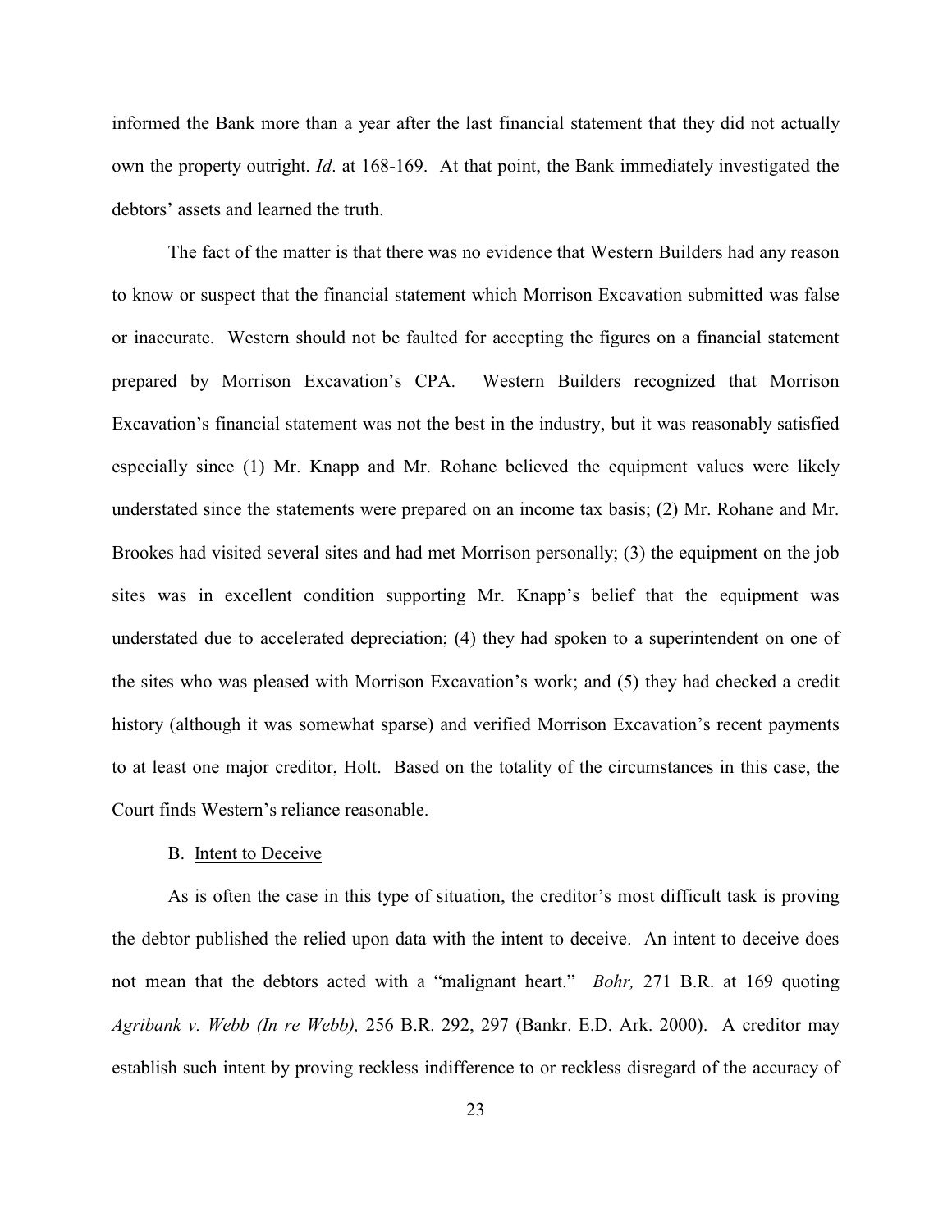informed the Bank more than a year after the last financial statement that they did not actually own the property outright. *Id*. at 168-169. At that point, the Bank immediately investigated the debtors' assets and learned the truth.

The fact of the matter is that there was no evidence that Western Builders had any reason to know or suspect that the financial statement which Morrison Excavation submitted was false or inaccurate. Western should not be faulted for accepting the figures on a financial statement prepared by Morrison Excavation's CPA. Western Builders recognized that Morrison Excavation's financial statement was not the best in the industry, but it was reasonably satisfied especially since (1) Mr. Knapp and Mr. Rohane believed the equipment values were likely understated since the statements were prepared on an income tax basis; (2) Mr. Rohane and Mr. Brookes had visited several sites and had met Morrison personally; (3) the equipment on the job sites was in excellent condition supporting Mr. Knapp's belief that the equipment was understated due to accelerated depreciation; (4) they had spoken to a superintendent on one of the sites who was pleased with Morrison Excavation's work; and (5) they had checked a credit history (although it was somewhat sparse) and verified Morrison Excavation's recent payments to at least one major creditor, Holt. Based on the totality of the circumstances in this case, the Court finds Western's reliance reasonable.

B. <u>Intent to Deceive</u>

As is often the case in this type of situation, the creditor's most difficult task is proving the debtor published the relied upon data with the intent to deceive. An intent to deceive does not mean that the debtors acted with a "malignant heart." *Bohr,* 271 B.R. at 169 quoting *Agribank v. Webb (In re Webb),* 256 B.R. 292, 297 (Bankr. E.D. Ark. 2000). A creditor may establish such intent by proving reckless indifference to or reckless disregard of the accuracy of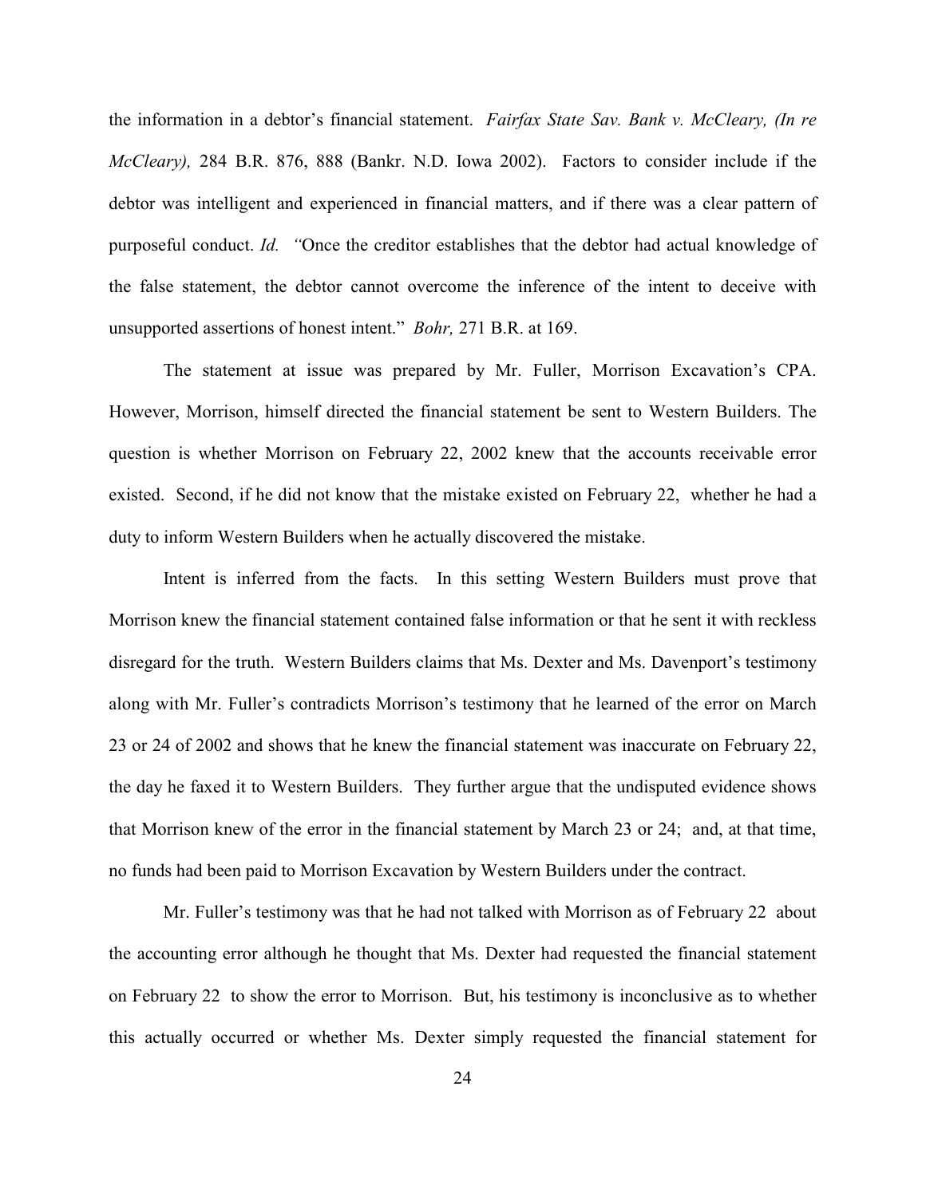the information in a debtor's financial statement. *Fairfax State Sav. Bank v. McCleary, (In re McCleary),* 284 B.R. 876, 888 (Bankr. N.D. Iowa 2002). Factors to consider include if the debtor was intelligent and experienced in financial matters, and if there was a clear pattern of purposeful conduct. *Id.* "Once the creditor establishes that the debtor had actual knowledge of the false statement, the debtor cannot overcome the inference of the intent to deceive with unsupported assertions of honest intent." *Bohr,* 271 B.R. at 169.

The statement at issue was prepared by Mr. Fuller, Morrison Excavation's CPA. However, Morrison, himself directed the financial statement be sent to Western Builders. The question is whether Morrison on February 22, 2002 knew that the accounts receivable error existed. Second, if he did not know that the mistake existed on February 22, whether he had a duty to inform Western Builders when he actually discovered the mistake.

Intent is inferred from the facts. In this setting Western Builders must prove that Morrison knew the financial statement contained false information or that he sent it with reckless disregard for the truth. Western Builders claims that Ms. Dexter and Ms. Davenport's testimony along with Mr. Fuller's contradicts Morrison's testimony that he learned of the error on March 23 or 24 of 2002 and shows that he knew the financial statement was inaccurate on February 22, the day he faxed it to Western Builders. They further argue that the undisputed evidence shows that Morrison knew of the error in the financial statement by March 23 or 24; and, at that time, no funds had been paid to Morrison Excavation by Western Builders under the contract.

Mr. Fuller's testimony was that he had not talked with Morrison as of February 22 about the accounting error although he thought that Ms. Dexter had requested the financial statement on February 22 to show the error to Morrison. But, his testimony is inconclusive as to whether this actually occurred or whether Ms. Dexter simply requested the financial statement for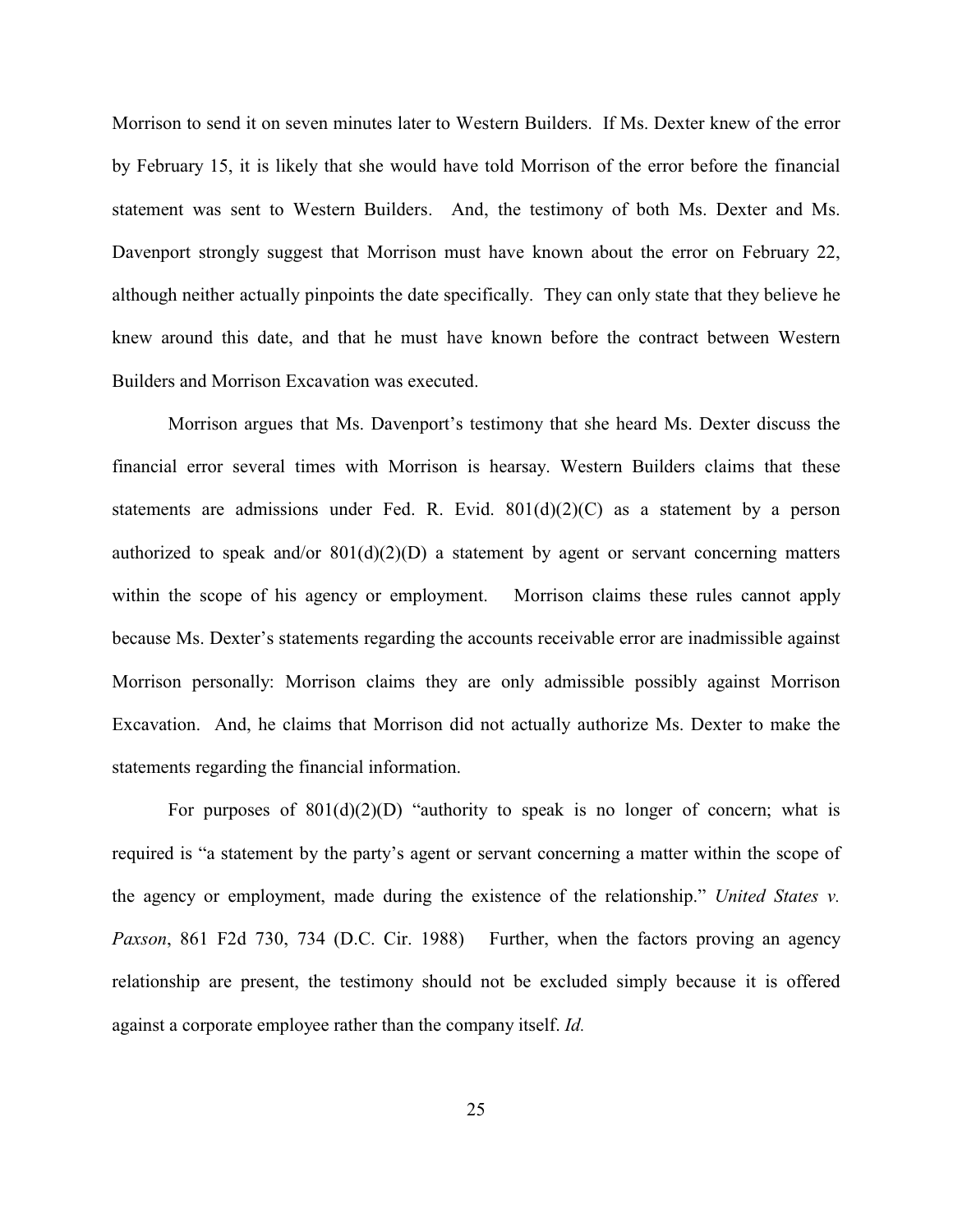Morrison to send it on seven minutes later to Western Builders. If Ms. Dexter knew of the error by February 15, it is likely that she would have told Morrison of the error before the financial statement was sent to Western Builders. And, the testimony of both Ms. Dexter and Ms. Davenport strongly suggest that Morrison must have known about the error on February 22, although neither actually pinpoints the date specifically. They can only state that they believe he knew around this date, and that he must have known before the contract between Western Builders and Morrison Excavation was executed.

Morrison argues that Ms. Davenport's testimony that she heard Ms. Dexter discuss the financial error several times with Morrison is hearsay. Western Builders claims that these statements are admissions under Fed. R. Evid. 801(d)(2)(C) as a statement by a person authorized to speak and/or 801(d)(2)(D) a statement by agent or servant concerning matters within the scope of his agency or employment. Morrison claims these rules cannot apply because Ms. Dexter's statements regarding the accounts receivable error are inadmissible against Morrison personally: Morrison claims they are only admissible possibly against Morrison Excavation. And, he claims that Morrison did not actually authorize Ms. Dexter to make the statements regarding the financial information.

For purposes of 801(d)(2)(D) "authority to speak is no longer of concern; what is required is "a statement by the party's agent or servant concerning a matter within the scope of the agency or employment, made during the existence of the relationship." *United States v. Paxson*, 861 F2d 730, 734 (D.C. Cir. 1988) Further, when the factors proving an agency relationship are present, the testimony should not be excluded simply because it is offered against a corporate employee rather than the company itself. *Id.*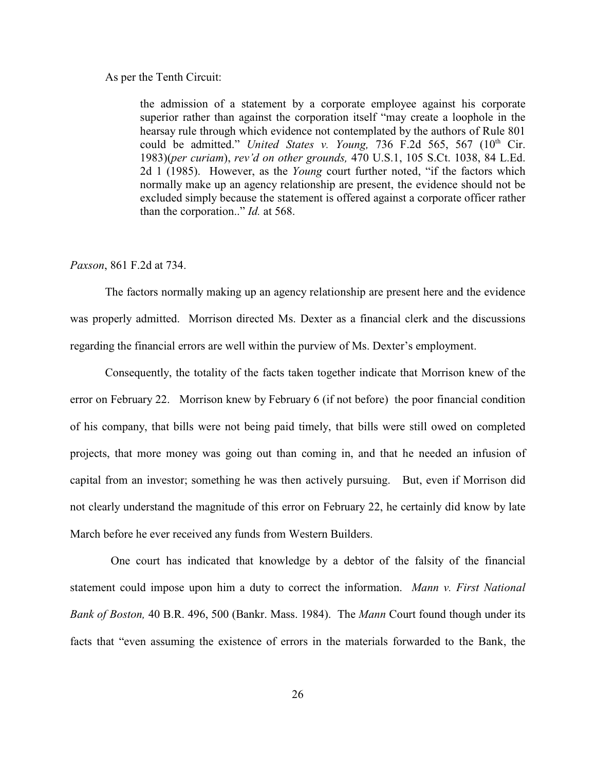As per the Tenth Circuit:

> the admission of a statement by a corporate employee against his corporate superior rather than against the corporation itself "may create a loophole in the hearsay rule through which evidence not contemplated by the authors of Rule 801 could be admitted." *United States v. Young,* 736 F.2d 565, 567 (10th Cir. 1983)(*per curiam*), *rev'd on other grounds,* 470 U.S.1, 105 S.Ct. 1038, 84 L.Ed. 2d 1 (1985). However, as the *Young* court further noted, "if the factors which normally make up an agency relationship are present, the evidence should not be excluded simply because the statement is offered against a corporate officer rather than the corporation.." *Id.* at 568.

*Paxson*, 861 F.2d at 734.

The factors normally making up an agency relationship are present here and the evidence was properly admitted. Morrison directed Ms. Dexter as a financial clerk and the discussions regarding the financial errors are well within the purview of Ms. Dexter's employment.

Consequently, the totality of the facts taken together indicate that Morrison knew of the error on February 22. Morrison knew by February 6 (if not before) the poor financial condition of his company, that bills were not being paid timely, that bills were still owed on completed projects, that more money was going out than coming in, and that he needed an infusion of capital from an investor; something he was then actively pursuing. But, even if Morrison did not clearly understand the magnitude of this error on February 22, he certainly did know by late March before he ever received any funds from Western Builders.

One court has indicated that knowledge by a debtor of the falsity of the financial statement could impose upon him a duty to correct the information. *Mann v. First National Bank of Boston,* 40 B.R. 496, 500 (Bankr. Mass. 1984). The *Mann* Court found though under its facts that "even assuming the existence of errors in the materials forwarded to the Bank, the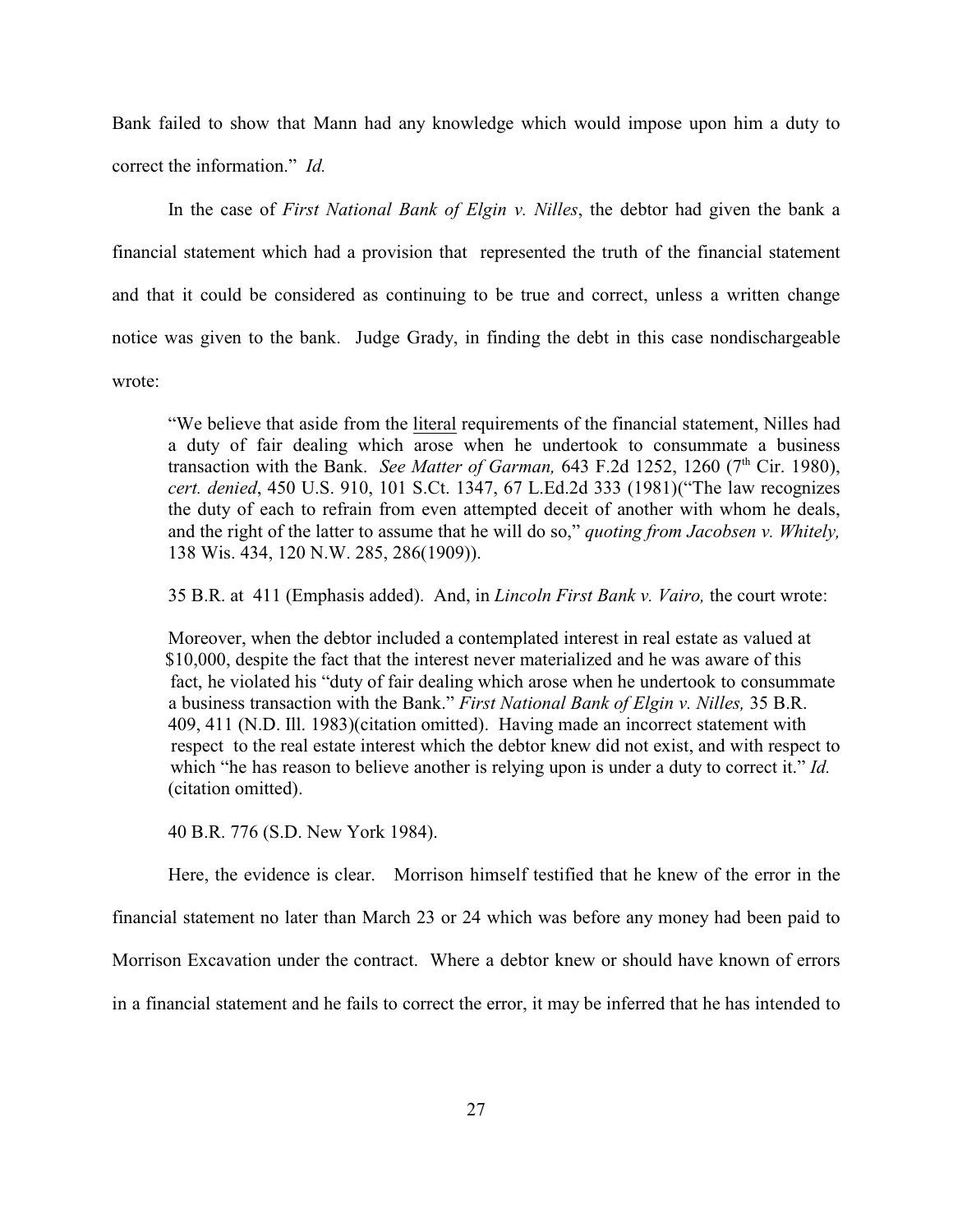Bank failed to show that Mann had any knowledge which would impose upon him a duty to correct the information." *Id.*

In the case of *First National Bank of Elgin v. Nilles*, the debtor had given the bank a financial statement which had a provision that represented the truth of the financial statement and that it could be considered as continuing to be true and correct, unless a written change notice was given to the bank. Judge Grady, in finding the debt in this case nondischargeable wrote:

> "We believe that aside from the literal requirements of the financial statement, Nilles had a duty of fair dealing which arose when he undertook to consummate a business transaction with the Bank. *See Matter of Garman,* 643 F.2d 1252, 1260 (7th Cir. 1980), *cert. denied*, 450 U.S. 910, 101 S.Ct. 1347, 67 L.Ed.2d 333 (1981)("The law recognizes the duty of each to refrain from even attempted deceit of another with whom he deals, and the right of the latter to assume that he will do so," *quoting from Jacobsen v. Whitely,* 138 Wis. 434, 120 N.W. 285, 286(1909)).
>
> 35 B.R. at 411 (Emphasis added). And, in *Lincoln First Bank v. Vairo,* the court wrote:
>
> Moreover, when the debtor included a contemplated interest in real estate as valued at $10,000, despite the fact that the interest never materialized and he was aware of this fact, he violated his "duty of fair dealing which arose when he undertook to consummate a business transaction with the Bank." *First National Bank of Elgin v. Nilles,* 35 B.R. 409, 411 (N.D. Ill. 1983)(citation omitted). Having made an incorrect statement with respect to the real estate interest which the debtor knew did not exist, and with respect to which "he has reason to believe another is relying upon is under a duty to correct it." *Id.* (citation omitted).
>
> 40 B.R. 776 (S.D. New York 1984).

Here, the evidence is clear. Morrison himself testified that he knew of the error in the financial statement no later than March 23 or 24 which was before any money had been paid to Morrison Excavation under the contract. Where a debtor knew or should have known of errors in a financial statement and he fails to correct the error, it may be inferred that he has intended to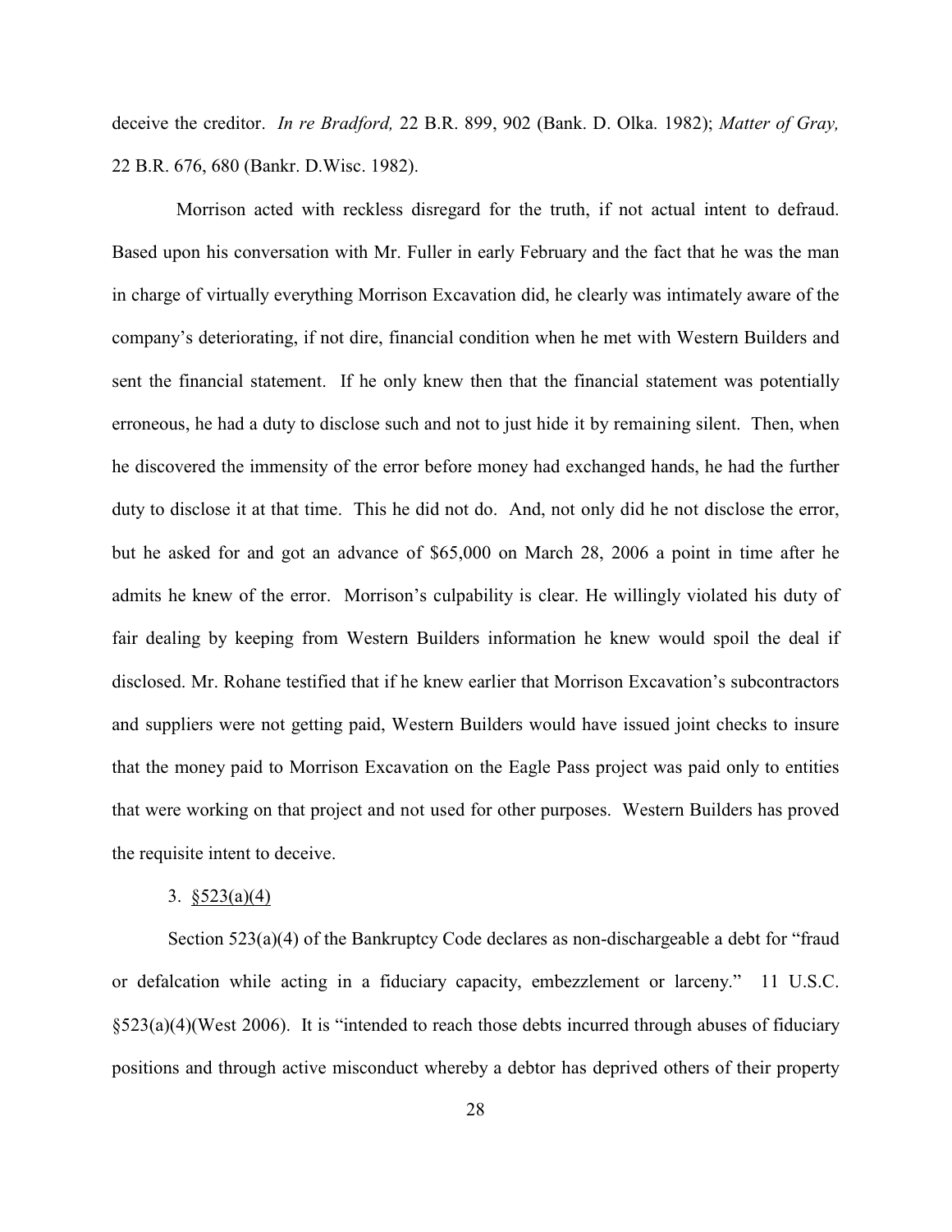deceive the creditor. *In re Bradford,* 22 B.R. 899, 902 (Bank. D. Olka. 1982); *Matter of Gray,* 22 B.R. 676, 680 (Bankr. D.Wisc. 1982).

Morrison acted with reckless disregard for the truth, if not actual intent to defraud. Based upon his conversation with Mr. Fuller in early February and the fact that he was the man in charge of virtually everything Morrison Excavation did, he clearly was intimately aware of the company's deteriorating, if not dire, financial condition when he met with Western Builders and sent the financial statement. If he only knew then that the financial statement was potentially erroneous, he had a duty to disclose such and not to just hide it by remaining silent. Then, when he discovered the immensity of the error before money had exchanged hands, he had the further duty to disclose it at that time. This he did not do. And, not only did he not disclose the error, but he asked for and got an advance of $65,000 on March 28, 2006 a point in time after he admits he knew of the error. Morrison's culpability is clear. He willingly violated his duty of fair dealing by keeping from Western Builders information he knew would spoil the deal if disclosed. Mr. Rohane testified that if he knew earlier that Morrison Excavation's subcontractors and suppliers were not getting paid, Western Builders would have issued joint checks to insure that the money paid to Morrison Excavation on the Eagle Pass project was paid only to entities that were working on that project and not used for other purposes. Western Builders has proved the requisite intent to deceive.

3. <u>§523(a)(4)</u>

Section 523(a)(4) of the Bankruptcy Code declares as non-dischargeable a debt for "fraud or defalcation while acting in a fiduciary capacity, embezzlement or larceny." 11 U.S.C. §523(a)(4)(West 2006). It is "intended to reach those debts incurred through abuses of fiduciary positions and through active misconduct whereby a debtor has deprived others of their property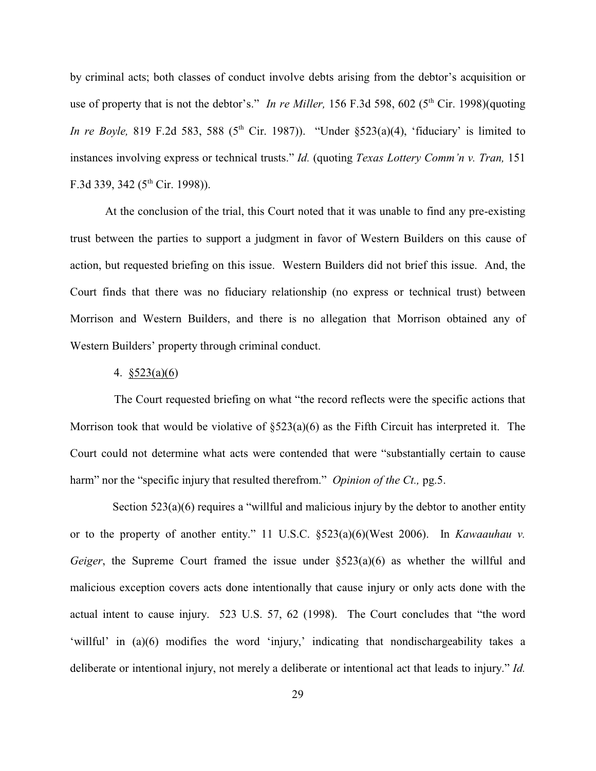by criminal acts; both classes of conduct involve debts arising from the debtor's acquisition or use of property that is not the debtor's." *In re Miller,* 156 F.3d 598, 602 (5th Cir. 1998)(quoting *In re Boyle,* 819 F.2d 583, 588 (5th Cir. 1987)). "Under §523(a)(4), 'fiduciary' is limited to instances involving express or technical trusts." *Id.* (quoting *Texas Lottery Comm'n v. Tran,* 151 F.3d 339, 342 (5th Cir. 1998)).

At the conclusion of the trial, this Court noted that it was unable to find any pre-existing trust between the parties to support a judgment in favor of Western Builders on this cause of action, but requested briefing on this issue. Western Builders did not brief this issue. And, the Court finds that there was no fiduciary relationship (no express or technical trust) between Morrison and Western Builders, and there is no allegation that Morrison obtained any of Western Builders' property through criminal conduct.

4. <u>§523(a)(6)</u>

The Court requested briefing on what "the record reflects were the specific actions that Morrison took that would be violative of §523(a)(6) as the Fifth Circuit has interpreted it. The Court could not determine what acts were contended that were "substantially certain to cause harm" nor the "specific injury that resulted therefrom." *Opinion of the Ct.,* pg.5.

Section 523(a)(6) requires a "willful and malicious injury by the debtor to another entity or to the property of another entity." 11 U.S.C. §523(a)(6)(West 2006). In *Kawaauhau v. Geiger*, the Supreme Court framed the issue under §523(a)(6) as whether the willful and malicious exception covers acts done intentionally that cause injury or only acts done with the actual intent to cause injury. 523 U.S. 57, 62 (1998). The Court concludes that "the word 'willful' in (a)(6) modifies the word 'injury,' indicating that nondischargeability takes a deliberate or intentional injury, not merely a deliberate or intentional act that leads to injury." *Id.*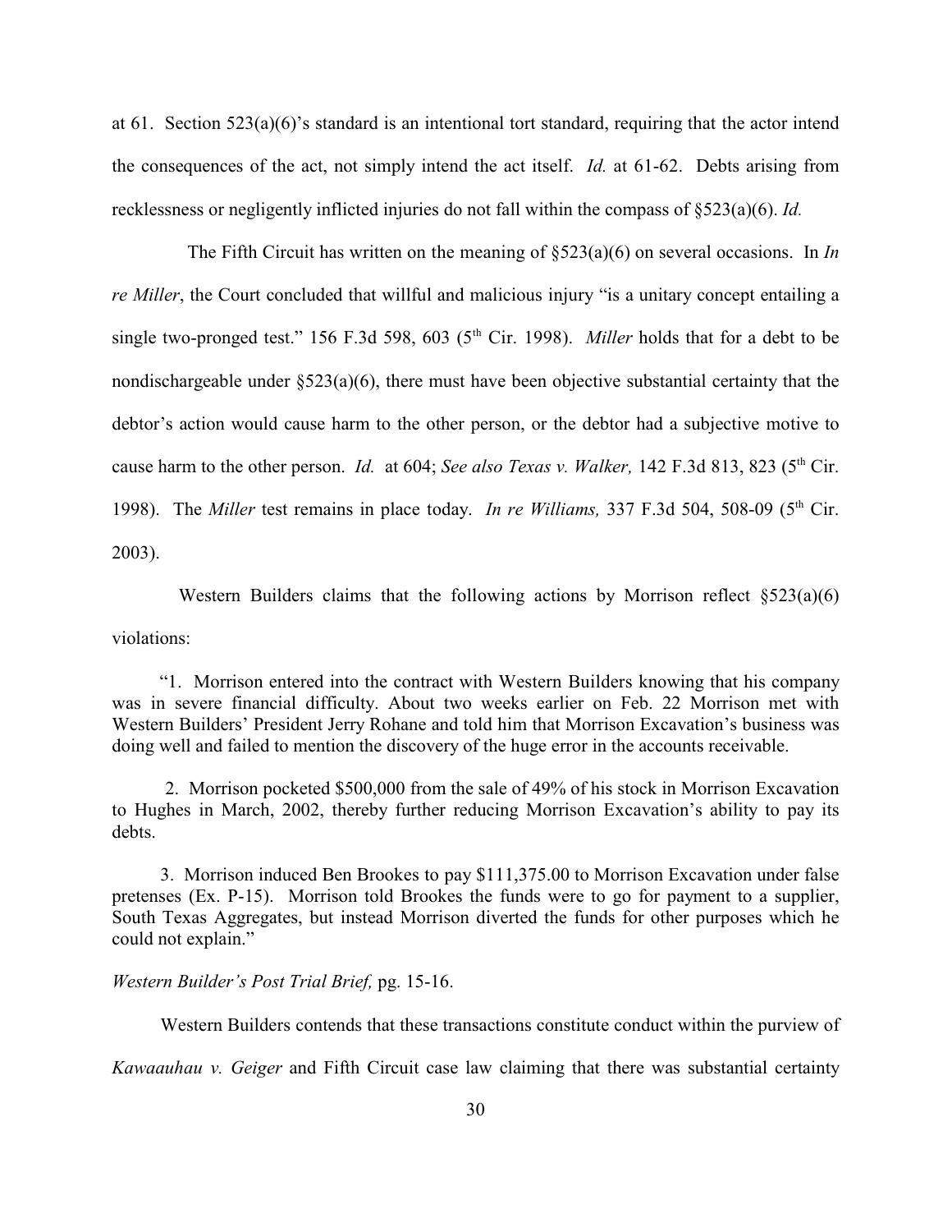at 61. Section 523(a)(6)'s standard is an intentional tort standard, requiring that the actor intend the consequences of the act, not simply intend the act itself. *Id.* at 61-62. Debts arising from recklessness or negligently inflicted injuries do not fall within the compass of §523(a)(6). *Id.*

The Fifth Circuit has written on the meaning of §523(a)(6) on several occasions. In *In re Miller*, the Court concluded that willful and malicious injury "is a unitary concept entailing a single two-pronged test." 156 F.3d 598, 603 (5th Cir. 1998). *Miller* holds that for a debt to be nondischargeable under §523(a)(6), there must have been objective substantial certainty that the debtor's action would cause harm to the other person, or the debtor had a subjective motive to cause harm to the other person. *Id.* at 604; *See also Texas v. Walker,* 142 F.3d 813, 823 (5th Cir. 1998). The *Miller* test remains in place today. *In re Williams,* 337 F.3d 504, 508-09 (5th Cir. 2003).

Western Builders claims that the following actions by Morrison reflect §523(a)(6) violations:

> "1. Morrison entered into the contract with Western Builders knowing that his company was in severe financial difficulty. About two weeks earlier on Feb. 22 Morrison met with Western Builders' President Jerry Rohane and told him that Morrison Excavation's business was doing well and failed to mention the discovery of the huge error in the accounts receivable.
>
> 2. Morrison pocketed $500,000 from the sale of 49% of his stock in Morrison Excavation to Hughes in March, 2002, thereby further reducing Morrison Excavation's ability to pay its debts.
>
> 3. Morrison induced Ben Brookes to pay $111,375.00 to Morrison Excavation under false pretenses (Ex. P-15). Morrison told Brookes the funds were to go for payment to a supplier, South Texas Aggregates, but instead Morrison diverted the funds for other purposes which he could not explain."

*Western Builder's Post Trial Brief,* pg. 15-16.

Western Builders contends that these transactions constitute conduct within the purview of *Kawaauhau v. Geiger* and Fifth Circuit case law claiming that there was substantial certainty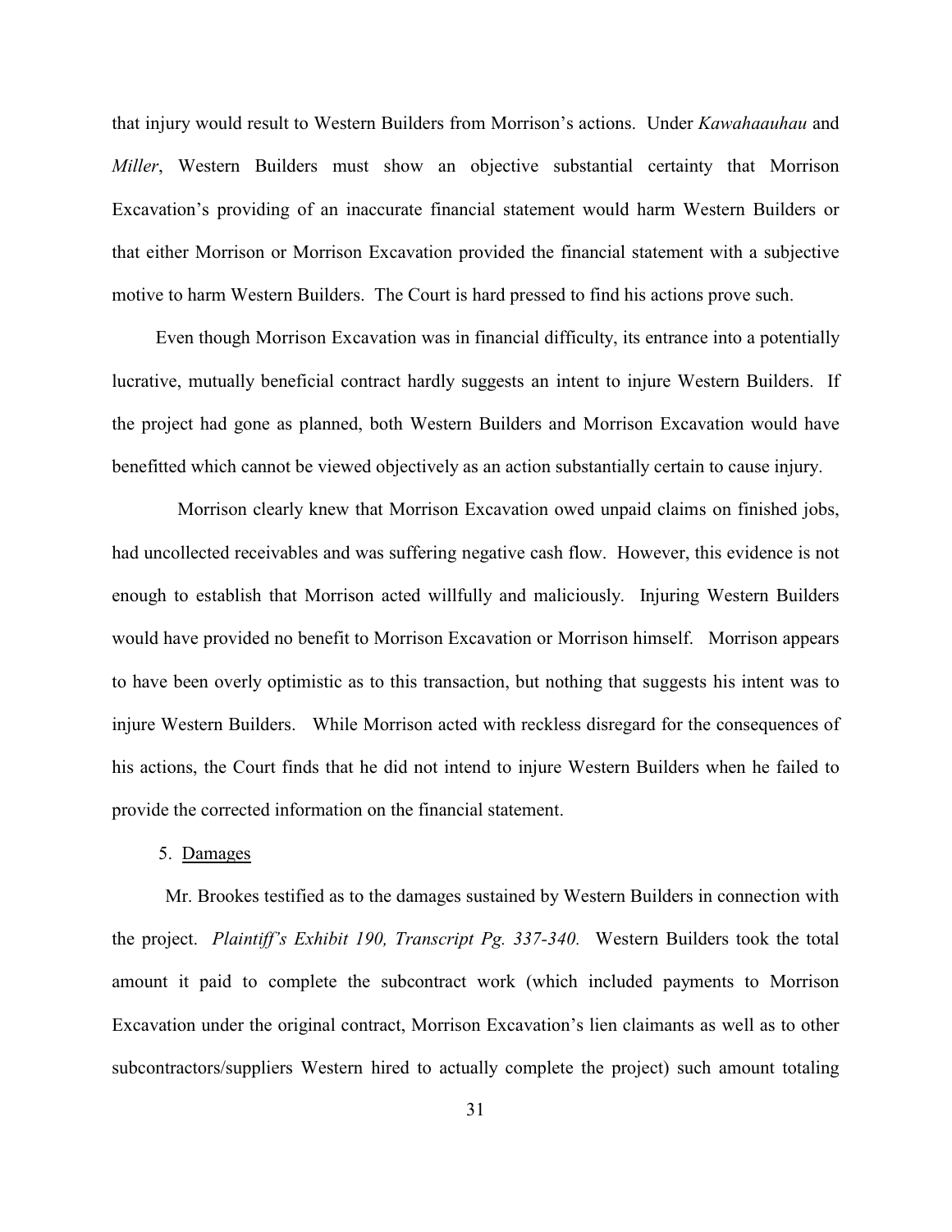that injury would result to Western Builders from Morrison's actions. Under *Kawahaauhau* and *Miller*, Western Builders must show an objective substantial certainty that Morrison Excavation's providing of an inaccurate financial statement would harm Western Builders or that either Morrison or Morrison Excavation provided the financial statement with a subjective motive to harm Western Builders. The Court is hard pressed to find his actions prove such.

Even though Morrison Excavation was in financial difficulty, its entrance into a potentially lucrative, mutually beneficial contract hardly suggests an intent to injure Western Builders. If the project had gone as planned, both Western Builders and Morrison Excavation would have benefitted which cannot be viewed objectively as an action substantially certain to cause injury.

Morrison clearly knew that Morrison Excavation owed unpaid claims on finished jobs, had uncollected receivables and was suffering negative cash flow. However, this evidence is not enough to establish that Morrison acted willfully and maliciously. Injuring Western Builders would have provided no benefit to Morrison Excavation or Morrison himself. Morrison appears to have been overly optimistic as to this transaction, but nothing that suggests his intent was to injure Western Builders. While Morrison acted with reckless disregard for the consequences of his actions, the Court finds that he did not intend to injure Western Builders when he failed to provide the corrected information on the financial statement.

5. <u>Damages</u>

Mr. Brookes testified as to the damages sustained by Western Builders in connection with the project. *Plaintiff's Exhibit 190, Transcript Pg. 337-340.* Western Builders took the total amount it paid to complete the subcontract work (which included payments to Morrison Excavation under the original contract, Morrison Excavation's lien claimants as well as to other subcontractors/suppliers Western hired to actually complete the project) such amount totaling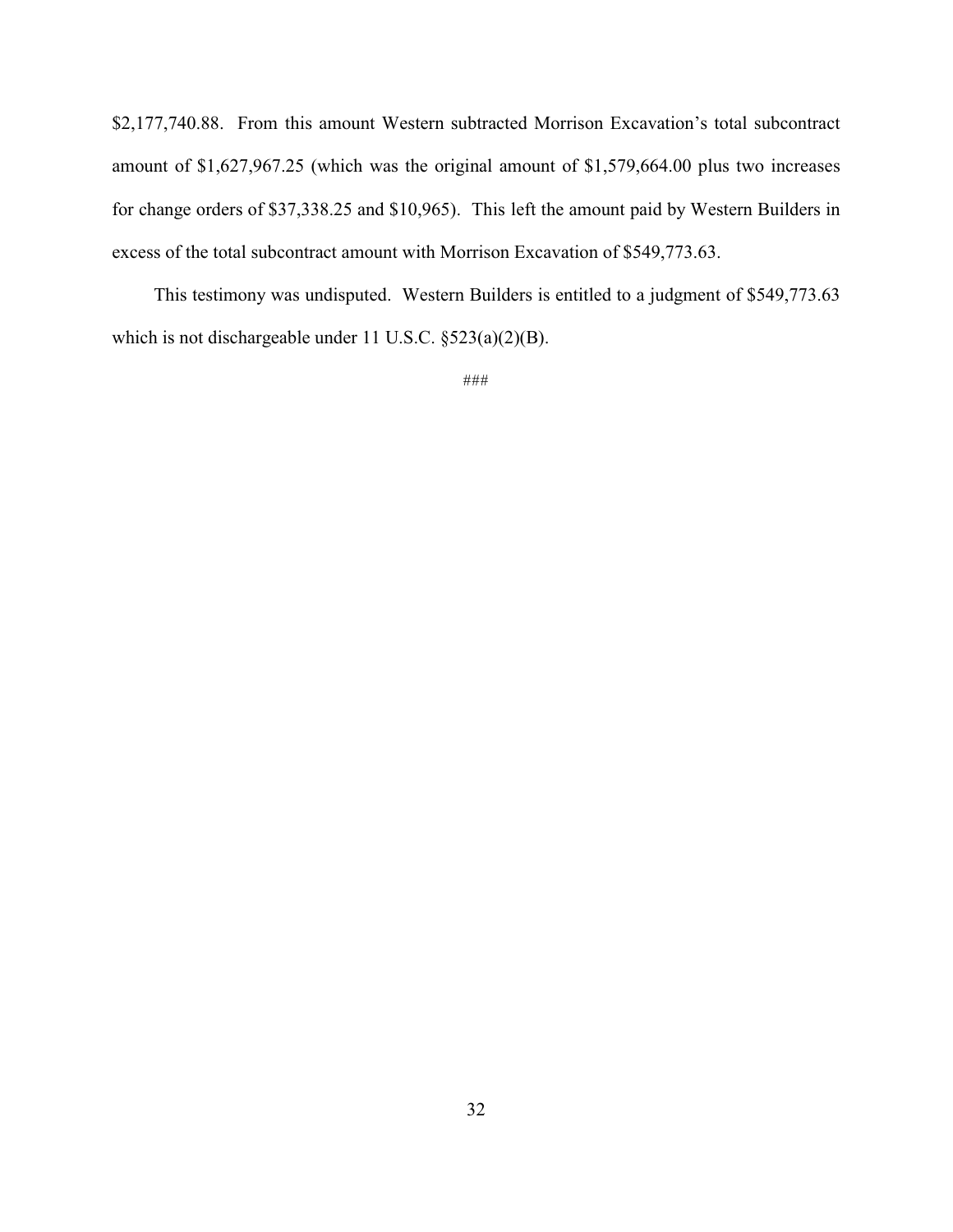$2,177,740.88. From this amount Western subtracted Morrison Excavation's total subcontract amount of $1,627,967.25 (which was the original amount of $1,579,664.00 plus two increases for change orders of $37,338.25 and $10,965). This left the amount paid by Western Builders in excess of the total subcontract amount with Morrison Excavation of $549,773.63.

This testimony was undisputed. Western Builders is entitled to a judgment of $549,773.63 which is not dischargeable under 11 U.S.C. §523(a)(2)(B).

###